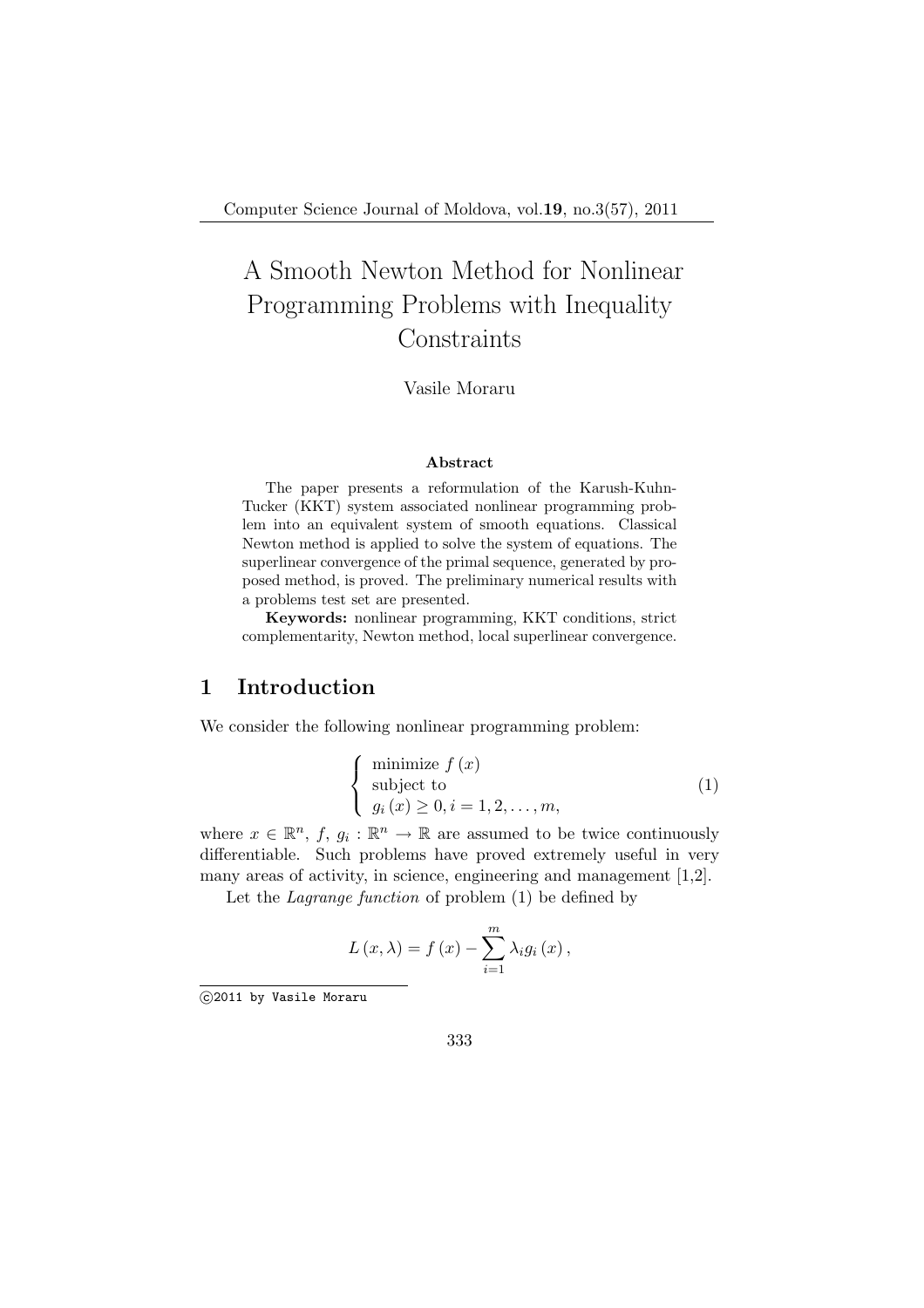# A Smooth Newton Method for Nonlinear Programming Problems with Inequality Constraints

Vasile Moraru

**Abstract**

The paper presents a reformulation of the Karush-Kuhn-Tucker (KKT) system associated nonlinear programming problem into an equivalent system of smooth equations. Classical Newton method is applied to solve the system of equations. The superlinear convergence of the primal sequence, generated by proposed method, is proved. The preliminary numerical results with a problems test set are presented.

**Keywords:** nonlinear programming, KKT conditions, strict complementarity, Newton method, local superlinear convergence.

## 1 Introduction

We consider the following nonlinear programming problem:

$$\left\{ \begin{array}{l} \text{minimize } f(x) \\ \text{subject to} \\ g_i(x) \geq 0, i = 1, 2, \ldots, m, \end{array} \right. \tag{1}$$

where $x \in \mathbb{R}^n$, $f$, $g_i : \mathbb{R}^n \to \mathbb{R}$ are assumed to be twice continuously differentiable. Such problems have proved extremely useful in very many areas of activity, in science, engineering and management [1,2].

Let the *Lagrange function* of problem (1) be defined by

$$L(x, \lambda) = f(x) - \sum_{i=1}^{m} \lambda_i g_i(x),$$

©2011 by Vasile Moraru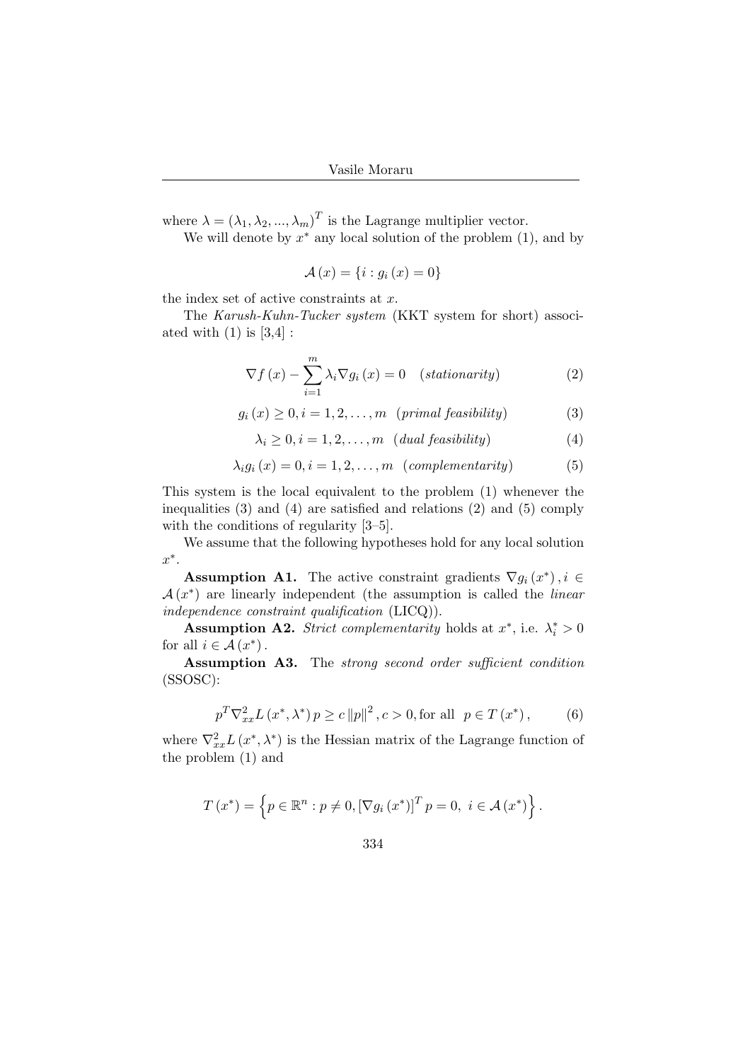where $\lambda = (\lambda_1, \lambda_2, ..., \lambda_m)^T$ is the Lagrange multiplier vector.

We will denote by $x^*$ any local solution of the problem (1), and by

$$\mathcal{A}(x) = \{i : g_i(x) = 0\}$$

the index set of active constraints at $x$.

The *Karush-Kuhn-Tucker system* (KKT system for short) associated with (1) is [3,4] :

$$\nabla f(x) - \sum_{i=1}^{m} \lambda_i \nabla g_i(x) = 0 \quad (stationarity) \tag{2}$$

$$g_i(x) \geq 0, i = 1, 2, \ldots, m \quad (primal\ feasibility) \tag{3}$$

$$\lambda_i \geq 0, i = 1, 2, \ldots, m \quad (dual\ feasibility) \tag{4}$$

$$\lambda_i g_i(x) = 0, i = 1, 2, \ldots, m \quad (complementarity) \tag{5}$$

This system is the local equivalent to the problem (1) whenever the inequalities (3) and (4) are satisfied and relations (2) and (5) comply with the conditions of regularity [3–5].

We assume that the following hypotheses hold for any local solution $x^*$.

**Assumption A1.** The active constraint gradients $\nabla g_i(x^*), i \in \mathcal{A}(x^*)$ are linearly independent (the assumption is called the *linear independence constraint qualification* (LICQ)).

**Assumption A2.** *Strict complementarity* holds at $x^*$, i.e. $\lambda_i^* > 0$ for all $i \in \mathcal{A}(x^*)$.

**Assumption A3.** The *strong second order sufficient condition* (SSOSC):

$$p^T \nabla_{xx}^2 L(x^*, \lambda^*) p \geq c \|p\|^2, c > 0, \text{for all } \ p \in T(x^*), \tag{6}$$

where $\nabla_{xx}^2 L(x^*, \lambda^*)$ is the Hessian matrix of the Lagrange function of the problem (1) and

$$T(x^*) = \left\{ p \in \mathbb{R}^n : p \neq 0, [\nabla g_i(x^*)]^T p = 0, \ i \in \mathcal{A}(x^*) \right\}.$$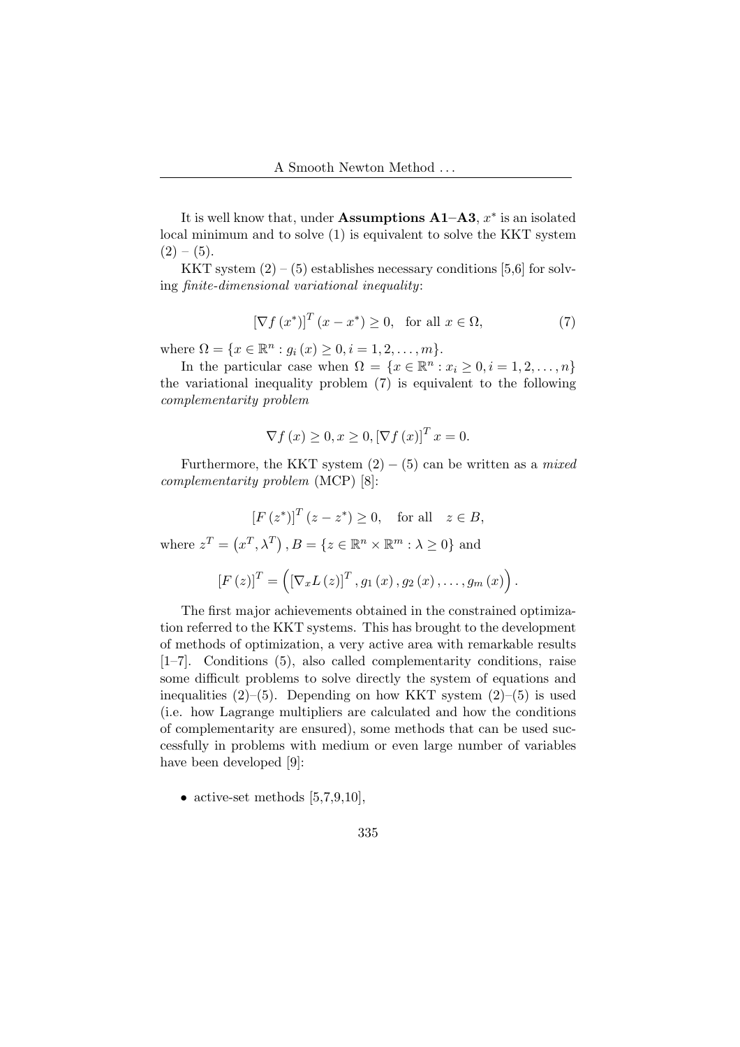It is well know that, under **Assumptions A1–A3**, $x^*$ is an isolated local minimum and to solve (1) is equivalent to solve the KKT system (2) – (5).

KKT system (2) – (5) establishes necessary conditions [5,6] for solving *finite-dimensional variational inequality*:

$$[\nabla f(x^*)]^T (x - x^*) \geq 0, \quad \text{for all } x \in \Omega, \tag{7}$$

where $\Omega = \{x \in \mathbb{R}^n : g_i(x) \geq 0, i = 1, 2, \ldots, m\}$.

In the particular case when $\Omega = \{x \in \mathbb{R}^n : x_i \geq 0, i = 1, 2, \ldots, n\}$ the variational inequality problem (7) is equivalent to the following *complementarity problem*

$$\nabla f(x) \geq 0, x \geq 0, [\nabla f(x)]^T x = 0.$$

Furthermore, the KKT system (2) – (5) can be written as a *mixed complementarity problem* (MCP) [8]:

$$[F(z^*)]^T (z - z^*) \geq 0, \quad \text{for all} \quad z \in B,$$

where $z^T = (x^T, \lambda^T)$, $B = \{z \in \mathbb{R}^n \times \mathbb{R}^m : \lambda \geq 0\}$ and

$$[F(z)]^T = \left( [\nabla_x L(z)]^T, g_1(x), g_2(x), \ldots, g_m(x) \right).$$

The first major achievements obtained in the constrained optimization referred to the KKT systems. This has brought to the development of methods of optimization, a very active area with remarkable results [1–7]. Conditions (5), also called complementarity conditions, raise some difficult problems to solve directly the system of equations and inequalities (2)–(5). Depending on how KKT system (2)–(5) is used (i.e. how Lagrange multipliers are calculated and how the conditions of complementarity are ensured), some methods that can be used successfully in problems with medium or even large number of variables have been developed [9]:

- active-set methods [5,7,9,10],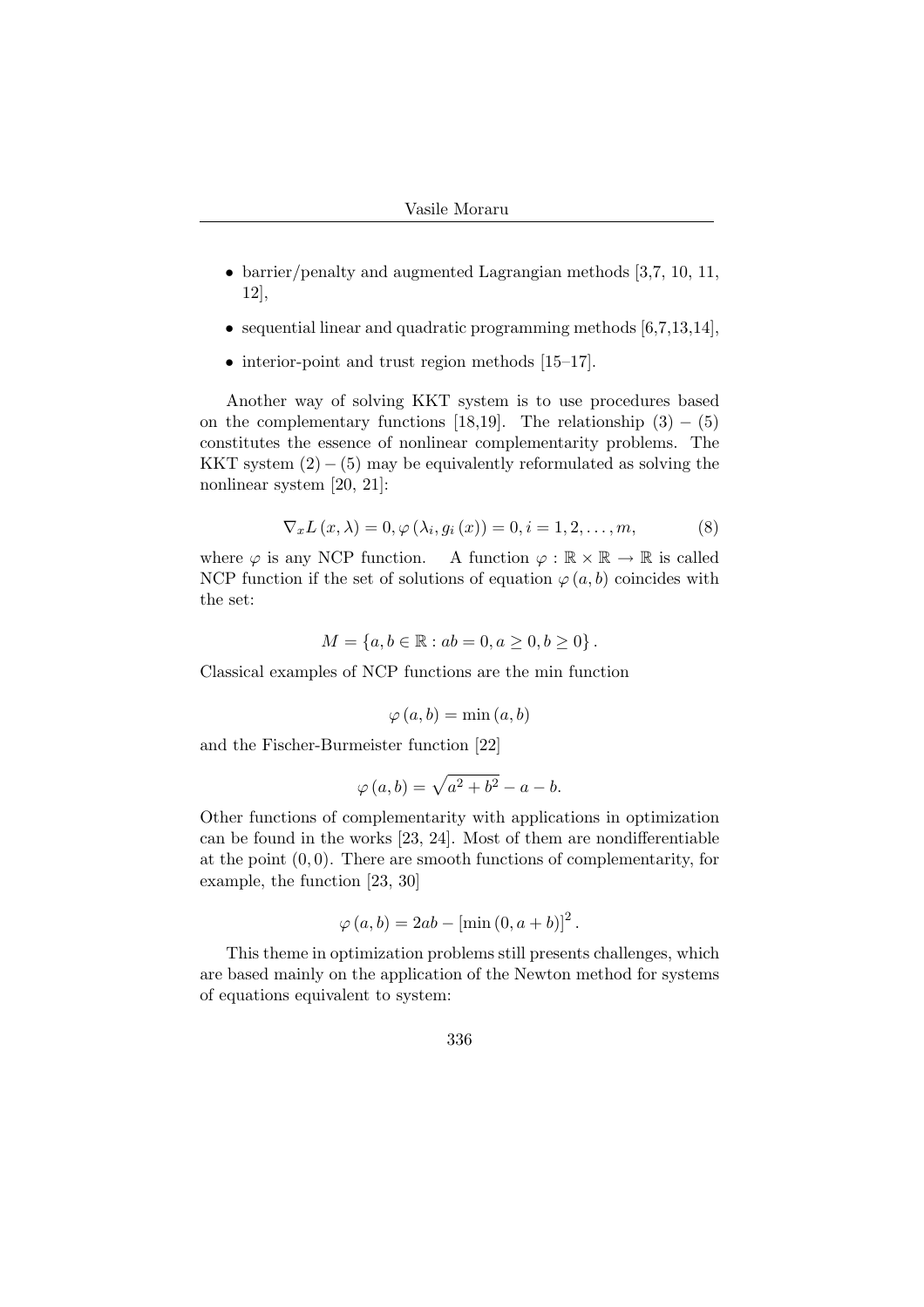- barrier/penalty and augmented Lagrangian methods [3,7, 10, 11, 12],
- sequential linear and quadratic programming methods [6,7,13,14],
- interior-point and trust region methods [15–17].

Another way of solving KKT system is to use procedures based on the complementary functions [18,19]. The relationship $(3)-(5)$ constitutes the essence of nonlinear complementarity problems. The KKT system $(2)-(5)$ may be equivalently reformulated as solving the nonlinear system [20, 21]:

$$\nabla_x L(x, \lambda) = 0, \varphi(\lambda_i, g_i(x)) = 0, i = 1, 2, \ldots, m, \tag{8}$$

where $\varphi$ is any NCP function. A function $\varphi : \mathbb{R} \times \mathbb{R} \to \mathbb{R}$ is called NCP function if the set of solutions of equation $\varphi(a, b)$ coincides with the set:

$$M = \{a, b \in \mathbb{R} : ab = 0, a \geq 0, b \geq 0\}.$$

Classical examples of NCP functions are the min function

$$\varphi(a, b) = \min(a, b)$$

and the Fischer-Burmeister function [22]

$$\varphi(a, b) = \sqrt{a^2 + b^2} - a - b.$$

Other functions of complementarity with applications in optimization can be found in the works [23, 24]. Most of them are nondifferentiable at the point $(0, 0)$. There are smooth functions of complementarity, for example, the function [23, 30]

$$\varphi(a, b) = 2ab - [\min(0, a + b)]^2.$$

This theme in optimization problems still presents challenges, which are based mainly on the application of the Newton method for systems of equations equivalent to system: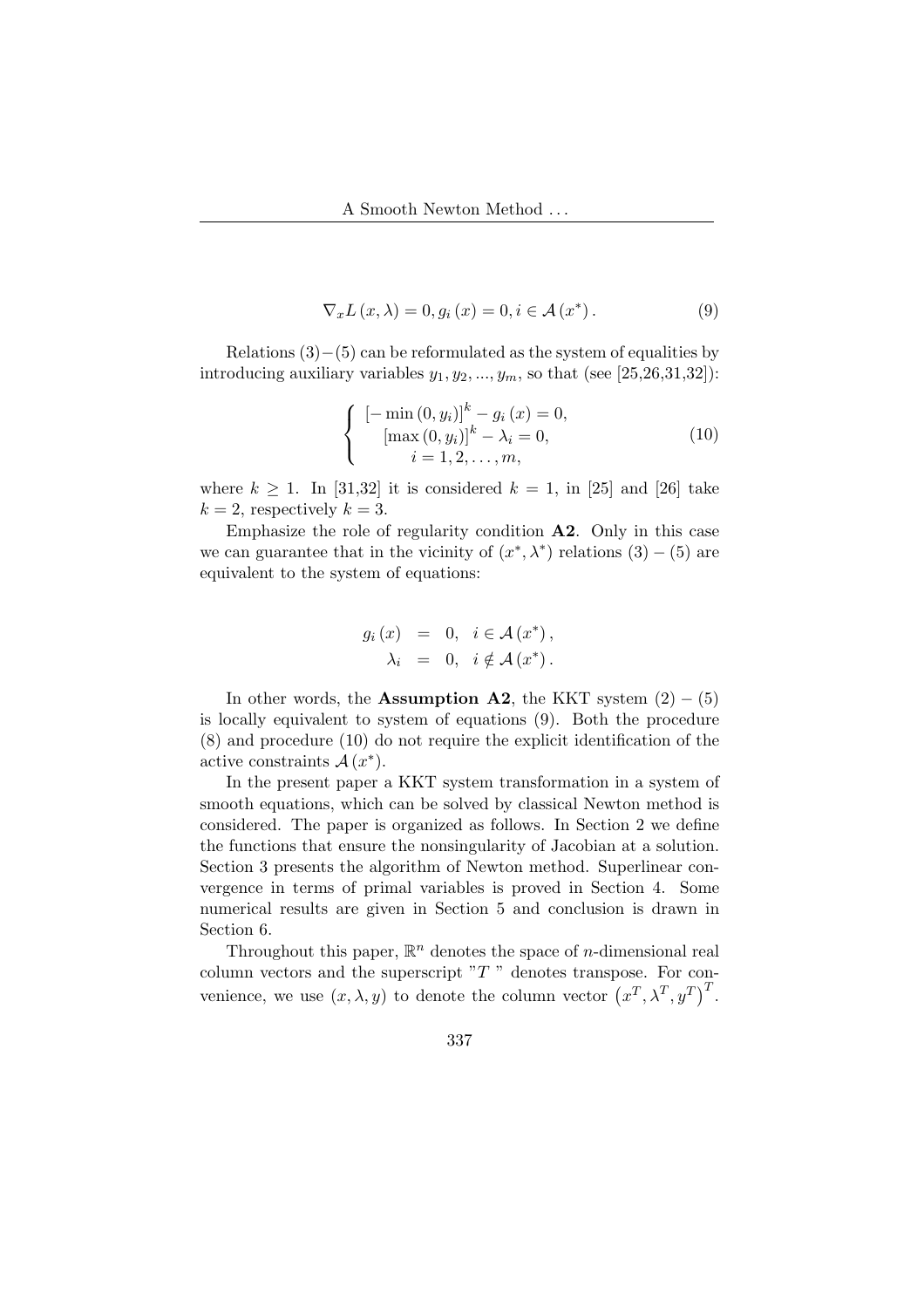$$\nabla_x L(x, \lambda) = 0, g_i(x) = 0, i \in \mathcal{A}(x^*). \tag{9}$$

Relations (3)−(5) can be reformulated as the system of equalities by introducing auxiliary variables $y_1, y_2, ..., y_m$, so that (see [25,26,31,32]):

$$\begin{cases} [-\min(0, y_i)]^k - g_i(x) = 0, \\ [\max(0, y_i)]^k - \lambda_i = 0, \\ i = 1, 2, \ldots, m, \end{cases} \tag{10}$$

where $k \geq 1$. In [31,32] it is considered $k = 1$, in [25] and [26] take $k = 2$, respectively $k = 3$.

Emphasize the role of regularity condition **A2**. Only in this case we can guarantee that in the vicinity of $(x^*, \lambda^*)$ relations (3) − (5) are equivalent to the system of equations:

$$\begin{aligned} g_i(x) &= 0, \quad i \in \mathcal{A}(x^*), \\ \lambda_i &= 0, \quad i \notin \mathcal{A}(x^*). \end{aligned}$$

In other words, the **Assumption A2**, the KKT system (2) − (5) is locally equivalent to system of equations (9). Both the procedure (8) and procedure (10) do not require the explicit identification of the active constraints $\mathcal{A}(x^*)$.

In the present paper a KKT system transformation in a system of smooth equations, which can be solved by classical Newton method is considered. The paper is organized as follows. In Section 2 we define the functions that ensure the nonsingularity of Jacobian at a solution. Section 3 presents the algorithm of Newton method. Superlinear convergence in terms of primal variables is proved in Section 4. Some numerical results are given in Section 5 and conclusion is drawn in Section 6.

Throughout this paper, $\mathbb{R}^n$ denotes the space of $n$-dimensional real column vectors and the superscript "$T$ " denotes transpose. For convenience, we use $(x, \lambda, y)$ to denote the column vector $\left(x^T, \lambda^T, y^T\right)^T$.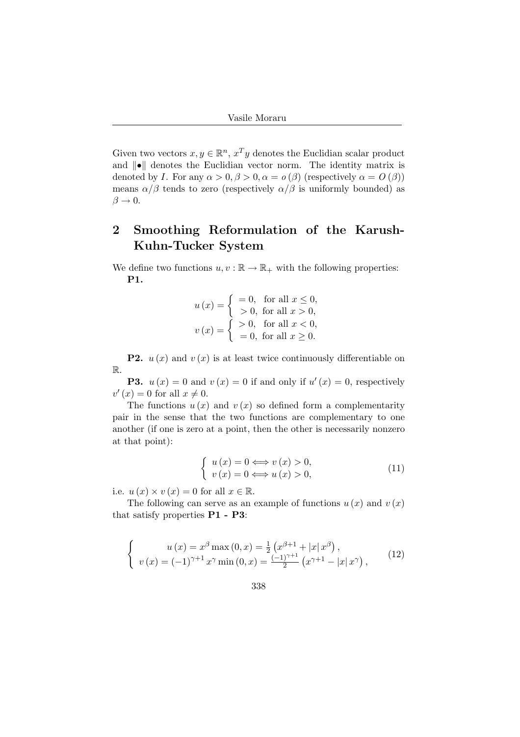Given two vectors $x, y \in \mathbb{R}^n$, $x^T y$ denotes the Euclidian scalar product and $\|\bullet\|$ denotes the Euclidian vector norm. The identity matrix is denoted by $I$. For any $\alpha > 0, \beta > 0, \alpha = o(\beta)$ (respectively $\alpha = O(\beta)$) means $\alpha/\beta$ tends to zero (respectively $\alpha/\beta$ is uniformly bounded) as $\beta \to 0$.

## 2 Smoothing Reformulation of the Karush-Kuhn-Tucker System

We define two functions $u, v : \mathbb{R} \to \mathbb{R}_+$ with the following properties:

**P1.**

$$u(x) = \begin{cases} = 0, & \text{for all } x \leq 0, \\ > 0, & \text{for all } x > 0, \end{cases}$$

$$v(x) = \begin{cases} > 0, & \text{for all } x < 0, \\ = 0, & \text{for all } x \geq 0. \end{cases}$$

**P2.** $u(x)$ and $v(x)$ is at least twice continuously differentiable on $\mathbb{R}$.

**P3.** $u(x) = 0$ and $v(x) = 0$ if and only if $u'(x) = 0$, respectively $v'(x) = 0$ for all $x \neq 0$.

The functions $u(x)$ and $v(x)$ so defined form a complementarity pair in the sense that the two functions are complementary to one another (if one is zero at a point, then the other is necessarily nonzero at that point):

$$\begin{cases} u(x) = 0 \Longleftrightarrow v(x) > 0, \\ v(x) = 0 \Longleftrightarrow u(x) > 0, \end{cases} \tag{11}$$

i.e. $u(x) \times v(x) = 0$ for all $x \in \mathbb{R}$.

The following can serve as an example of functions $u(x)$ and $v(x)$ that satisfy properties **P1 - P3**:

$$\begin{cases} u(x) = x^{\beta} \max(0, x) = \frac{1}{2}\left(x^{\beta+1} + |x| x^{\beta}\right), \\ v(x) = (-1)^{\gamma+1} x^{\gamma} \min(0, x) = \frac{(-1)^{\gamma+1}}{2}\left(x^{\gamma+1} - |x| x^{\gamma}\right), \end{cases} \tag{12}$$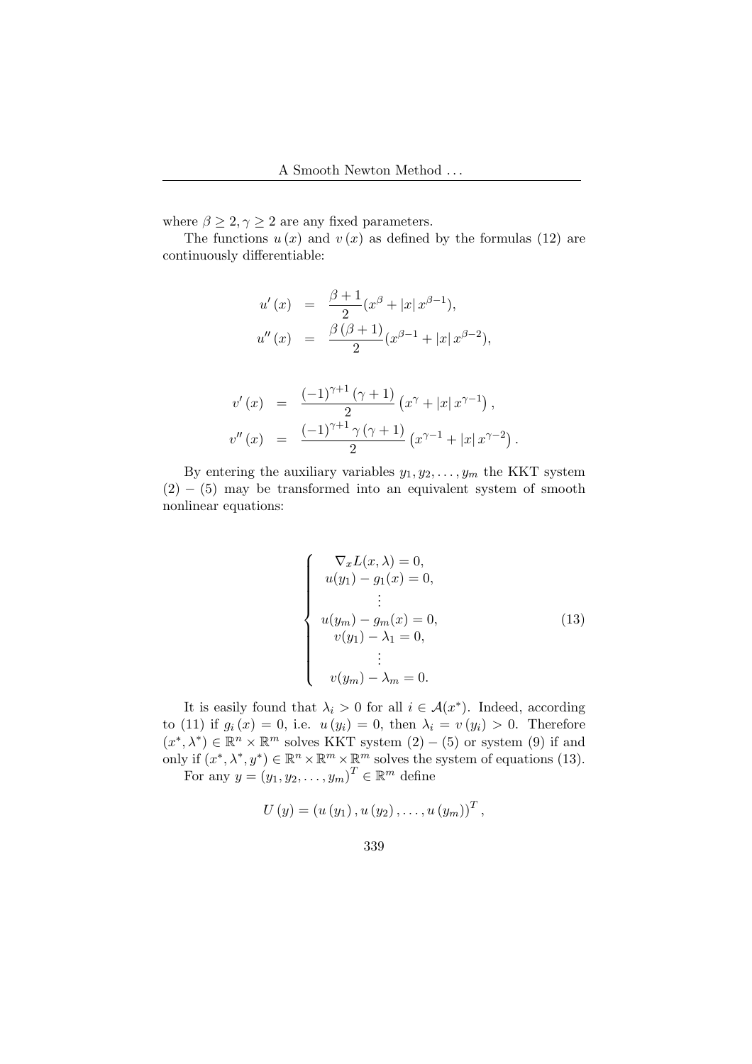where $\beta \geq 2, \gamma \geq 2$ are any fixed parameters.

The functions $u(x)$ and $v(x)$ as defined by the formulas (12) are continuously differentiable:

$$
\begin{aligned}
u'(x) &= \frac{\beta+1}{2}(x^{\beta} + |x|\, x^{\beta-1}), \\
u''(x) &= \frac{\beta(\beta+1)}{2}(x^{\beta-1} + |x|\, x^{\beta-2}),
\end{aligned}
$$

$$
\begin{aligned}
v'(x) &= \frac{(-1)^{\gamma+1}(\gamma+1)}{2}\left(x^{\gamma} + |x|\, x^{\gamma-1}\right), \\
v''(x) &= \frac{(-1)^{\gamma+1}\gamma(\gamma+1)}{2}\left(x^{\gamma-1} + |x|\, x^{\gamma-2}\right).
\end{aligned}
$$

By entering the auxiliary variables $y_1, y_2, \ldots, y_m$ the KKT system (2) – (5) may be transformed into an equivalent system of smooth nonlinear equations:

$$
\left\{
\begin{array}{c}
\nabla_x L(x, \lambda) = 0, \\
u(y_1) - g_1(x) = 0, \\
\vdots \\
u(y_m) - g_m(x) = 0, \\
v(y_1) - \lambda_1 = 0, \\
\vdots \\
v(y_m) - \lambda_m = 0.
\end{array}
\right.
\tag{13}
$$

It is easily found that $\lambda_i > 0$ for all $i \in \mathcal{A}(x^*)$. Indeed, according to (11) if $g_i(x) = 0$, i.e. $u(y_i) = 0$, then $\lambda_i = v(y_i) > 0$. Therefore $(x^*, \lambda^*) \in \mathbb{R}^n \times \mathbb{R}^m$ solves KKT system (2) – (5) or system (9) if and only if $(x^*, \lambda^*, y^*) \in \mathbb{R}^n \times \mathbb{R}^m \times \mathbb{R}^m$ solves the system of equations (13).

For any $y = (y_1, y_2, \ldots, y_m)^T \in \mathbb{R}^m$ define

$$
U(y) = (u(y_1), u(y_2), \ldots, u(y_m))^T,
$$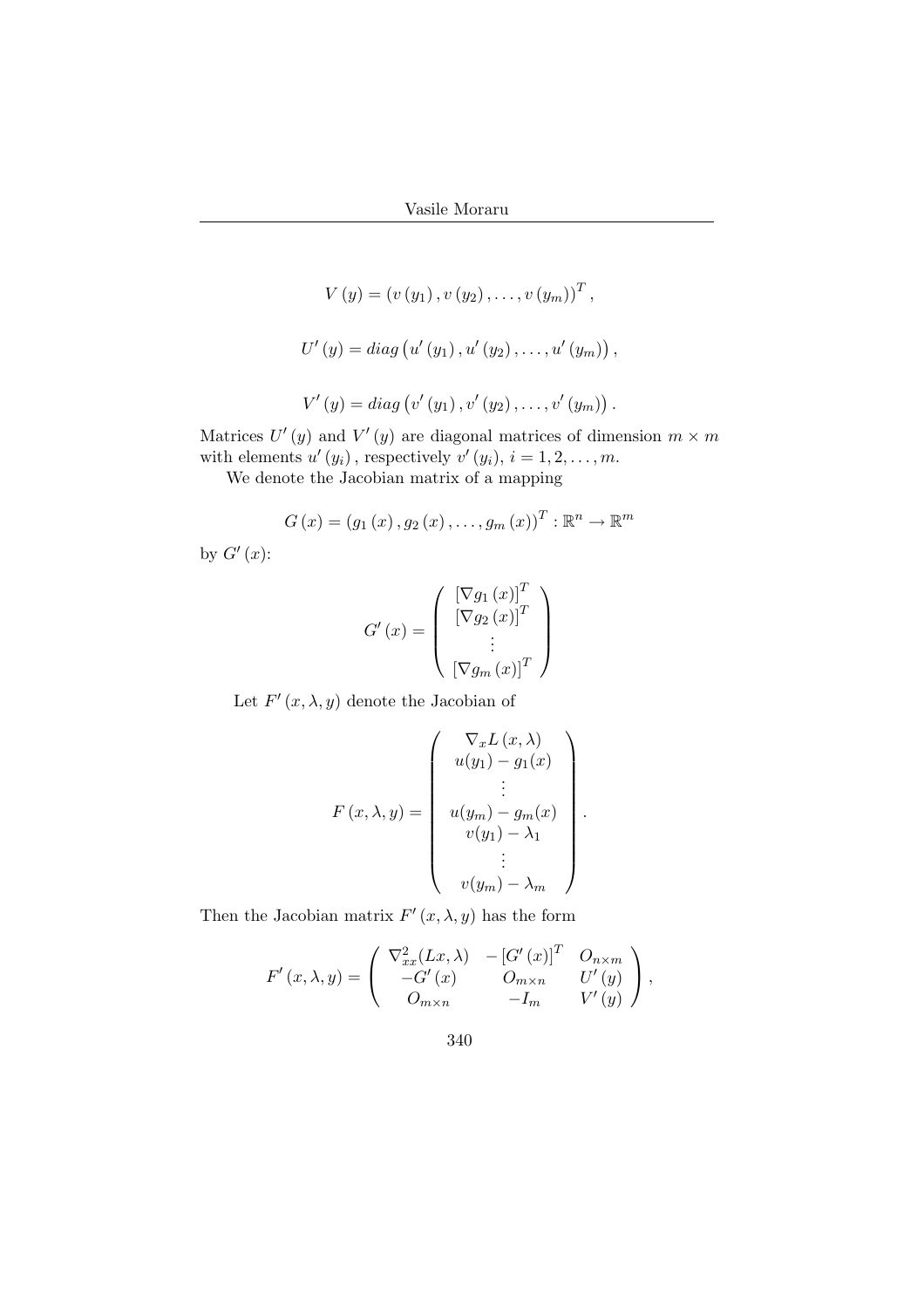$$V(y) = (v(y_1), v(y_2), \ldots, v(y_m))^T,$$

$$U'(y) = diag\left(u'(y_1), u'(y_2), \ldots, u'(y_m)\right),$$

$$V'(y) = diag\left(v'(y_1), v'(y_2), \ldots, v'(y_m)\right).$$

Matrices $U'(y)$ and $V'(y)$ are diagonal matrices of dimension $m \times m$ with elements $u'(y_i)$, respectively $v'(y_i)$, $i = 1, 2, \ldots, m$.

We denote the Jacobian matrix of a mapping

$$G(x) = (g_1(x), g_2(x), \ldots, g_m(x))^T : \mathbb{R}^n \rightarrow \mathbb{R}^m$$

by $G'(x)$:

$$G'(x) = \begin{pmatrix} [\nabla g_1(x)]^T \\ [\nabla g_2(x)]^T \\ \vdots \\ [\nabla g_m(x)]^T \end{pmatrix}$$

Let $F'(x, \lambda, y)$ denote the Jacobian of

$$F(x, \lambda, y) = \begin{pmatrix} \nabla_x L(x, \lambda) \\ u(y_1) - g_1(x) \\ \vdots \\ u(y_m) - g_m(x) \\ v(y_1) - \lambda_1 \\ \vdots \\ v(y_m) - \lambda_m \end{pmatrix}.$$

Then the Jacobian matrix $F'(x, \lambda, y)$ has the form

$$F'(x, \lambda, y) = \begin{pmatrix} \nabla^2_{xx}(Lx, \lambda) & -[G'(x)]^T & O_{n\times m} \\ -G'(x) & O_{m\times n} & U'(y) \\ O_{m\times n} & -I_m & V'(y) \end{pmatrix},$$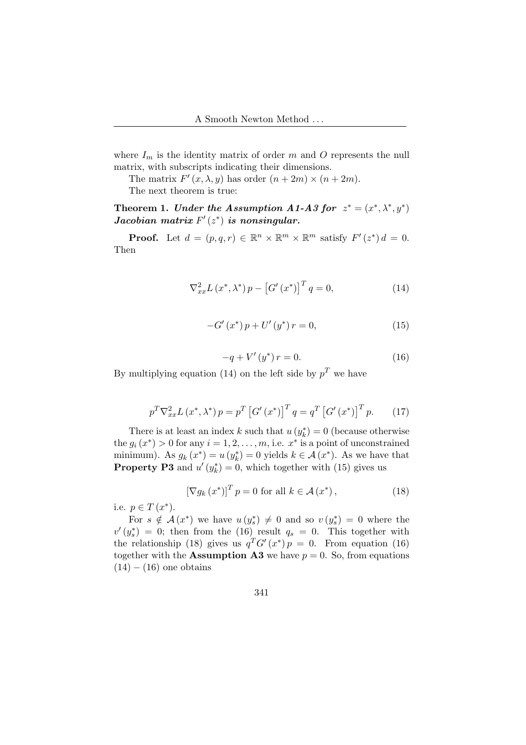where $I_m$ is the identity matrix of order $m$ and $O$ represents the null matrix, with subscripts indicating their dimensions.

The matrix $F'(x, \lambda, y)$ has order $(n+2m) \times (n+2m)$.

The next theorem is true:

**Theorem 1.** ***Under the Assumption A1-A3 for*** $z^* = (x^*, \lambda^*, y^*)$ ***Jacobian matrix*** $F'(z^*)$ ***is nonsingular.***

**Proof.** Let $d = (p, q, r) \in \mathbb{R}^n \times \mathbb{R}^m \times \mathbb{R}^m$ satisfy $F'(z^*) d = 0$. Then

$$\nabla_{xx}^2 L(x^*, \lambda^*) p - \left[G'(x^*)\right]^T q = 0, \tag{14}$$

$$-G'(x^*) p + U'(y^*) r = 0, \tag{15}$$

$$-q + V'(y^*) r = 0. \tag{16}$$

By multiplying equation (14) on the left side by $p^T$ we have

$$p^T \nabla_{xx}^2 L(x^*, \lambda^*) p = p^T \left[G'(x^*)\right]^T q = q^T \left[G'(x^*)\right]^T p. \tag{17}$$

There is at least an index $k$ such that $u(y_k^*) = 0$ (because otherwise the $g_i(x^*) > 0$ for any $i = 1, 2, \ldots, m$, i.e. $x^*$ is a point of unconstrained minimum). As $g_k(x^*) = u(y_k^*) = 0$ yields $k \in \mathcal{A}(x^*)$. As we have that **Property P3** and $u'(y_k^*) = 0$, which together with (15) gives us

$$\left[\nabla g_k(x^*)\right]^T p = 0 \text{ for all } k \in \mathcal{A}(x^*), \tag{18}$$

i.e. $p \in T(x^*)$.

For $s \notin \mathcal{A}(x^*)$ we have $u(y_s^*) \neq 0$ and so $v(y_s^*) = 0$ where the $v'(y_s^*) = 0$; then from the (16) result $q_s = 0$. This together with the relationship (18) gives us $q^T G'(x^*) p = 0$. From equation (16) together with the **Assumption A3** we have $p = 0$. So, from equations $(14) - (16)$ one obtains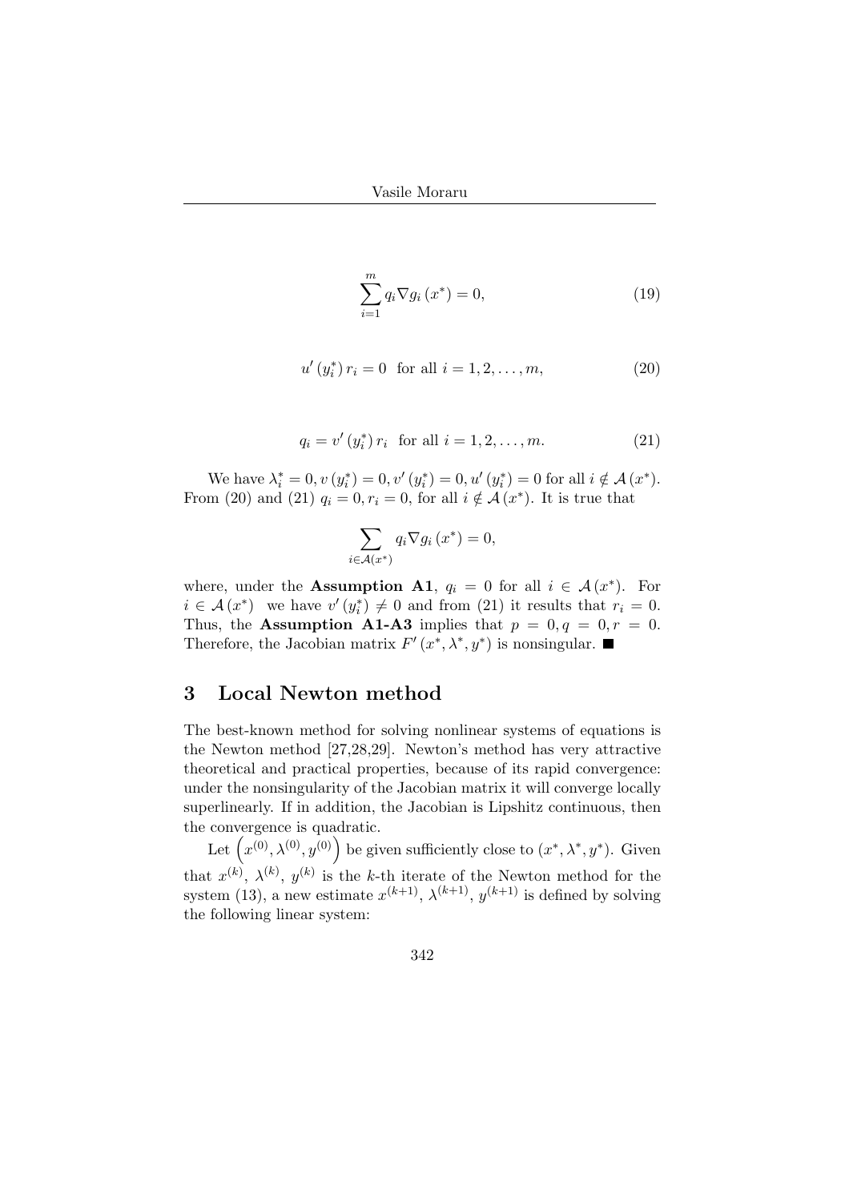$$\sum_{i=1}^{m} q_i \nabla g_i (x^*) = 0, \tag{19}$$

$$u'(y_i^*) r_i = 0 \quad \text{for all } i = 1, 2, \ldots, m, \tag{20}$$

$$q_i = v'(y_i^*) r_i \quad \text{for all } i = 1, 2, \ldots, m. \tag{21}$$

We have $\lambda_i^* = 0, v(y_i^*) = 0, v'(y_i^*) = 0, u'(y_i^*) = 0$ for all $i \notin \mathcal{A}(x^*)$. From (20) and (21) $q_i = 0, r_i = 0$, for all $i \notin \mathcal{A}(x^*)$. It is true that

$$\sum_{i \in \mathcal{A}(x^*)} q_i \nabla g_i (x^*) = 0,$$

where, under the **Assumption A1**, $q_i = 0$ for all $i \in \mathcal{A}(x^*)$. For $i \in \mathcal{A}(x^*)$ we have $v'(y_i^*) \neq 0$ and from (21) it results that $r_i = 0$. Thus, the **Assumption A1-A3** implies that $p = 0, q = 0, r = 0$. Therefore, the Jacobian matrix $F'(x^*, \lambda^*, y^*)$ is nonsingular. ■

## 3 Local Newton method

The best-known method for solving nonlinear systems of equations is the Newton method [27,28,29]. Newton's method has very attractive theoretical and practical properties, because of its rapid convergence: under the nonsingularity of the Jacobian matrix it will converge locally superlinearly. If in addition, the Jacobian is Lipshitz continuous, then the convergence is quadratic.

Let $\left(x^{(0)}, \lambda^{(0)}, y^{(0)}\right)$ be given sufficiently close to $(x^*, \lambda^*, y^*)$. Given that $x^{(k)}$, $\lambda^{(k)}$, $y^{(k)}$ is the $k$-th iterate of the Newton method for the system (13), a new estimate $x^{(k+1)}$, $\lambda^{(k+1)}$, $y^{(k+1)}$ is defined by solving the following linear system: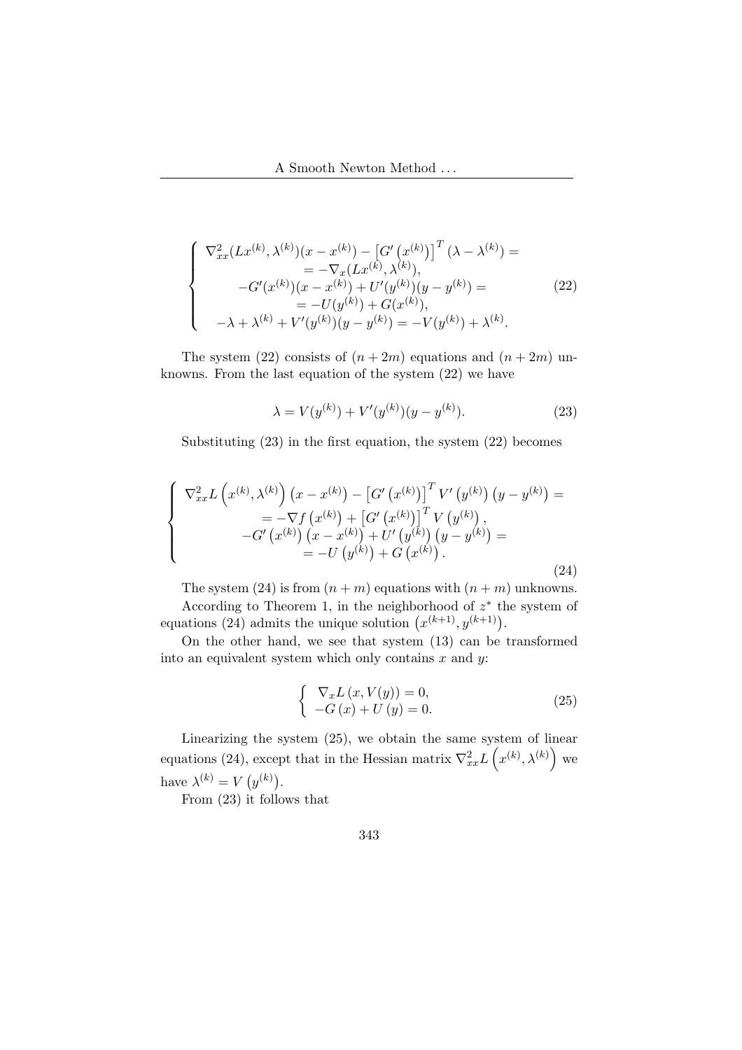$$
\left\{
\begin{array}{c}
\nabla_{xx}^2(Lx^{(k)}, \lambda^{(k)})(x - x^{(k)}) - \left[G'\left(x^{(k)}\right)\right]^T(\lambda - \lambda^{(k)}) = \\
= -\nabla_x(Lx^{(k)}, \lambda^{(k)}), \\
-G'(x^{(k)})(x - x^{(k)}) + U'(y^{(k)})(y - y^{(k)}) = \\
= -U(y^{(k)}) + G(x^{(k)}), \\
-\lambda + \lambda^{(k)} + V'(y^{(k)})(y - y^{(k)}) = -V(y^{(k)}) + \lambda^{(k)}.
\end{array}
\right. \tag{22}
$$

The system (22) consists of $(n + 2m)$ equations and $(n + 2m)$ unknowns. From the last equation of the system (22) we have

$$
\lambda = V(y^{(k)}) + V'(y^{(k)})(y - y^{(k)}). \tag{23}
$$

Substituting (23) in the first equation, the system (22) becomes

$$
\left\{
\begin{array}{c}
\nabla_{xx}^2 L\left(x^{(k)}, \lambda^{(k)}\right)\left(x - x^{(k)}\right) - \left[G'\left(x^{(k)}\right)\right]^T V'\left(y^{(k)}\right)\left(y - y^{(k)}\right) = \\
= -\nabla f\left(x^{(k)}\right) + \left[G'\left(x^{(k)}\right)\right]^T V\left(y^{(k)}\right), \\
-G'\left(x^{(k)}\right)\left(x - x^{(k)}\right) + U'\left(y^{(k)}\right)\left(y - y^{(k)}\right) = \\
= -U\left(y^{(k)}\right) + G\left(x^{(k)}\right).
\end{array}
\right. \tag{24}
$$

The system (24) is from $(n + m)$ equations with $(n + m)$ unknowns.

According to Theorem 1, in the neighborhood of $z^*$ the system of equations (24) admits the unique solution $\left(x^{(k+1)}, y^{(k+1)}\right)$.

On the other hand, we see that system (13) can be transformed into an equivalent system which only contains $x$ and $y$:

$$
\left\{
\begin{array}{l}
\nabla_x L\left(x, V(y)\right) = 0, \\
-G\left(x\right) + U\left(y\right) = 0.
\end{array}
\right. \tag{25}
$$

Linearizing the system (25), we obtain the same system of linear equations (24), except that in the Hessian matrix $\nabla_{xx}^2 L\left(x^{(k)}, \lambda^{(k)}\right)$ we have $\lambda^{(k)} = V\left(y^{(k)}\right)$.

From (23) it follows that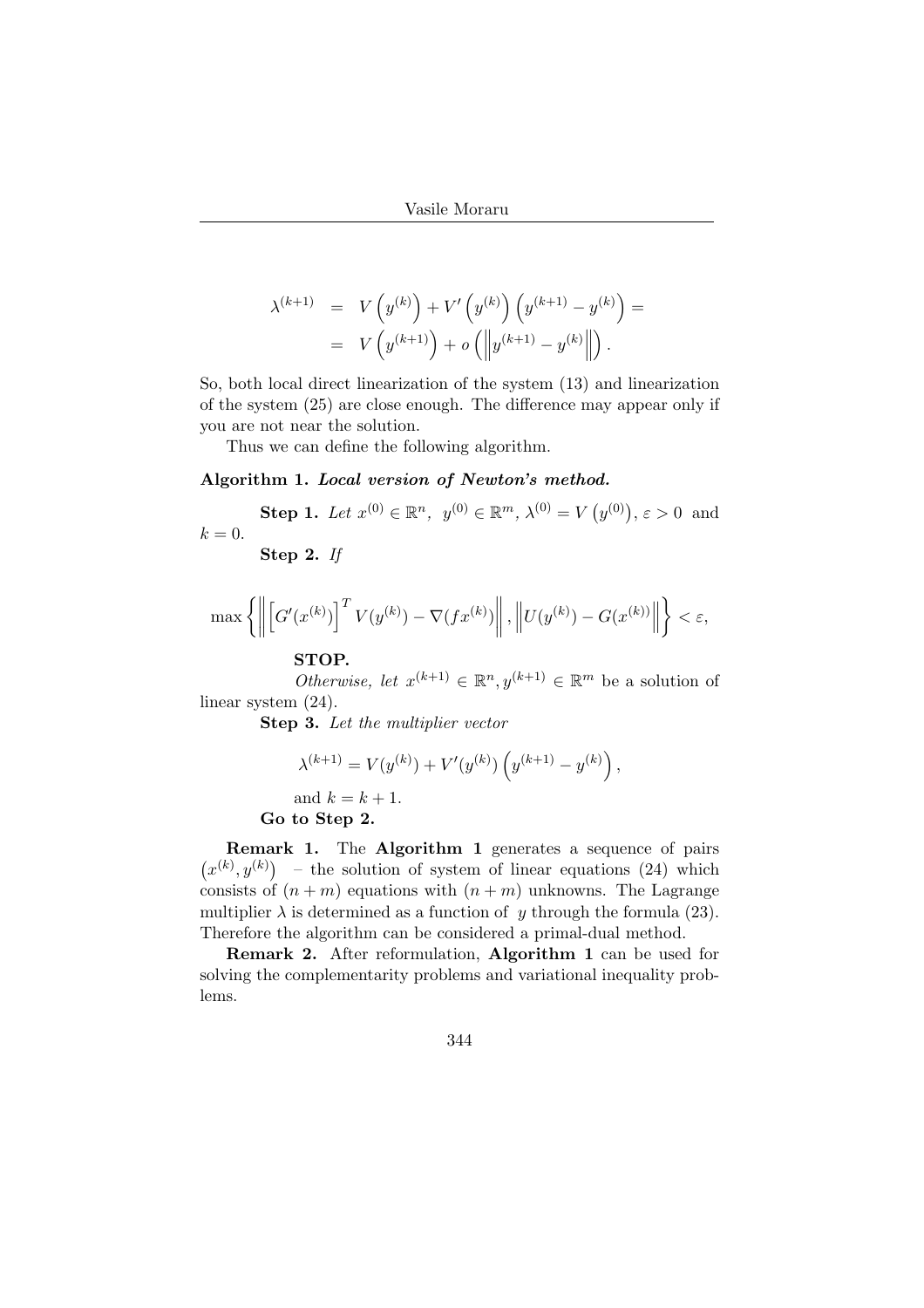$$
\begin{aligned}
\lambda^{(k+1)} &= V\left(y^{(k)}\right) + V'\left(y^{(k)}\right)\left(y^{(k+1)} - y^{(k)}\right) = \\
&= V\left(y^{(k+1)}\right) + o\left(\left\|y^{(k+1)} - y^{(k)}\right\|\right).
\end{aligned}
$$

So, both local direct linearization of the system (13) and linearization of the system (25) are close enough. The difference may appear only if you are not near the solution.

Thus we can define the following algorithm.

**Algorithm 1.** ***Local version of Newton's method.***

**Step 1.** *Let* $x^{(0)} \in \mathbb{R}^n,\ y^{(0)} \in \mathbb{R}^m,\ \lambda^{(0)} = V\left(y^{(0)}\right),\ \varepsilon > 0$ and $k = 0$.

**Step 2.** *If*

$$
\max\left\{\left\|\left[G'(x^{(k)})\right]^T V(y^{(k)}) - \nabla(fx^{(k)})\right\|, \left\|U(y^{(k)}) - G(x^{(k)})\right\|\right\} < \varepsilon,
$$

**STOP.**

*Otherwise, let* $x^{(k+1)} \in \mathbb{R}^n, y^{(k+1)} \in \mathbb{R}^m$ *be a solution of linear system* (24).

**Step 3.** *Let the multiplier vector*

$$
\lambda^{(k+1)} = V(y^{(k)}) + V'(y^{(k)})\left(y^{(k+1)} - y^{(k)}\right),
$$

and $k = k + 1$.

**Go to Step 2.**

**Remark 1.** The **Algorithm 1** generates a sequence of pairs $\left(x^{(k)}, y^{(k)}\right)$ – the solution of system of linear equations (24) which consists of $(n + m)$ equations with $(n + m)$ unknowns. The Lagrange multiplier $\lambda$ is determined as a function of $y$ through the formula (23). Therefore the algorithm can be considered a primal-dual method.

**Remark 2.** After reformulation, **Algorithm 1** can be used for solving the complementarity problems and variational inequality problems.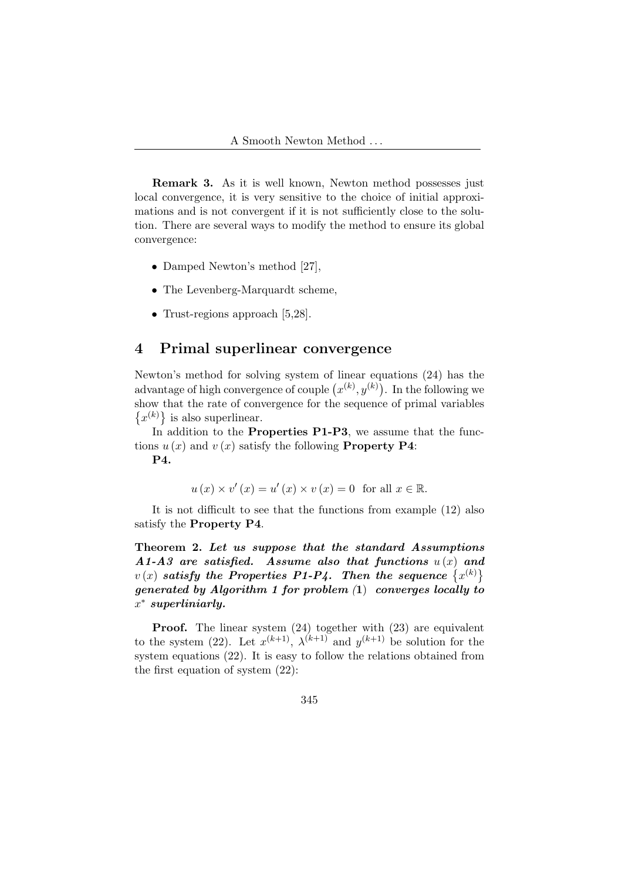**Remark 3.** As it is well known, Newton method possesses just local convergence, it is very sensitive to the choice of initial approximations and is not convergent if it is not sufficiently close to the solution. There are several ways to modify the method to ensure its global convergence:

- Damped Newton's method [27],
- The Levenberg-Marquardt scheme,
- Trust-regions approach [5,28].

## 4 Primal superlinear convergence

Newton's method for solving system of linear equations (24) has the advantage of high convergence of couple $\left(x^{(k)}, y^{(k)}\right)$. In the following we show that the rate of convergence for the sequence of primal variables $\left\{x^{(k)}\right\}$ is also superlinear.

In addition to the **Properties P1-P3**, we assume that the functions $u(x)$ and $v(x)$ satisfy the following **Property P4**:

**P4.**

$$u(x) \times v'(x) = u'(x) \times v(x) = 0 \text{ for all } x \in \mathbb{R}.$$

It is not difficult to see that the functions from example (12) also satisfy the **Property P4**.

**Theorem 2.** ***Let us suppose that the standard Assumptions A1-A3 are satisfied. Assume also that functions $u(x)$ and $v(x)$ satisfy the Properties P1-P4. Then the sequence $\left\{x^{(k)}\right\}$ generated by Algorithm 1 for problem (1) converges locally to $x^*$ superliniarly.***

**Proof.** The linear system (24) together with (23) are equivalent to the system (22). Let $x^{(k+1)}$, $\lambda^{(k+1)}$ and $y^{(k+1)}$ be solution for the system equations (22). It is easy to follow the relations obtained from the first equation of system (22):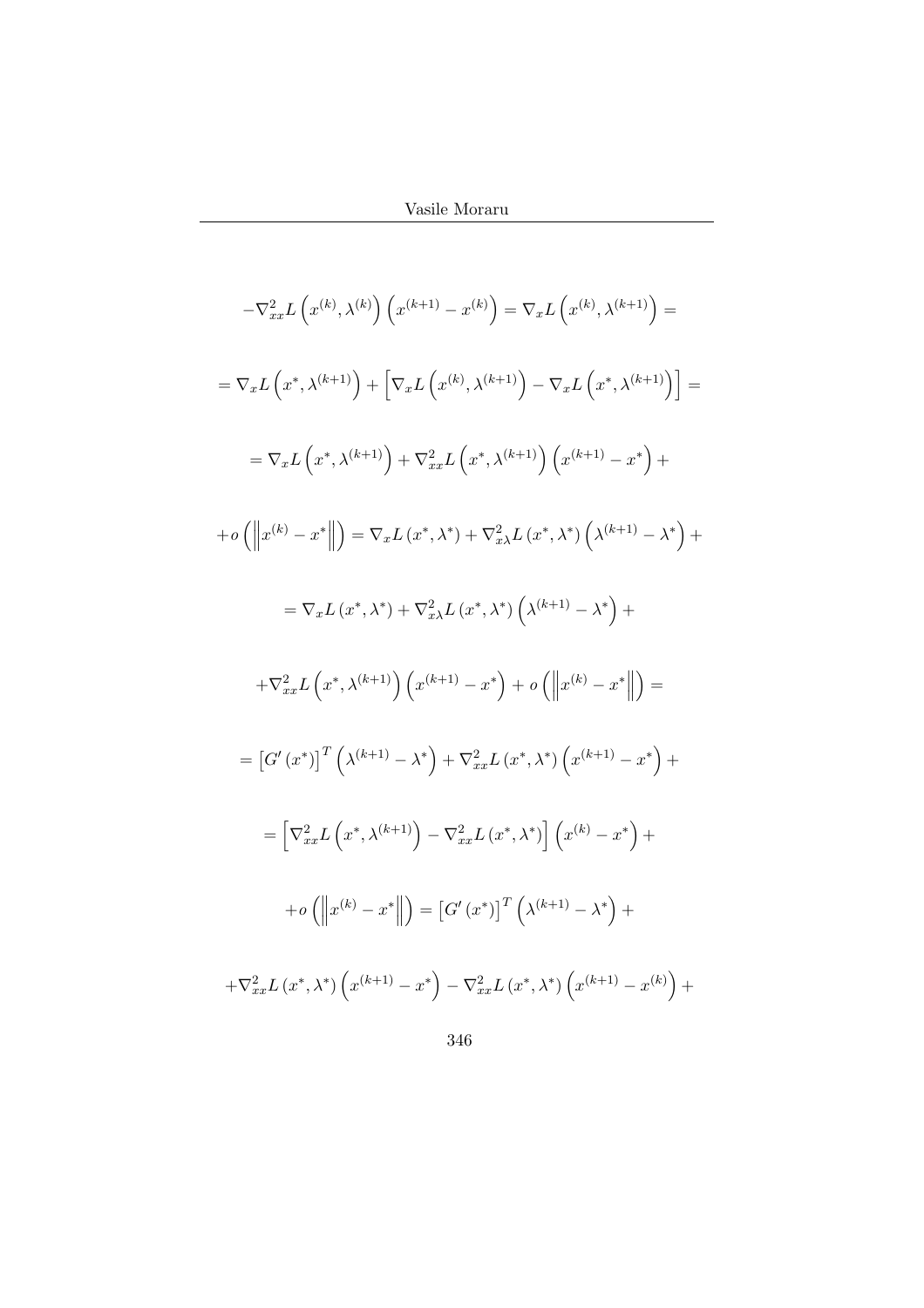$$-\nabla_{xx}^2 L\left(x^{(k)}, \lambda^{(k)}\right)\left(x^{(k+1)} - x^{(k)}\right) = \nabla_x L\left(x^{(k)}, \lambda^{(k+1)}\right) =$$

$$= \nabla_x L\left(x^*, \lambda^{(k+1)}\right) + \left[\nabla_x L\left(x^{(k)}, \lambda^{(k+1)}\right) - \nabla_x L\left(x^*, \lambda^{(k+1)}\right)\right] =$$

$$= \nabla_x L\left(x^*, \lambda^{(k+1)}\right) + \nabla_{xx}^2 L\left(x^*, \lambda^{(k+1)}\right)\left(x^{(k+1)} - x^*\right) +$$

$$+ o\left(\left\|x^{(k)} - x^*\right\|\right) = \nabla_x L\left(x^*, \lambda^*\right) + \nabla_{x\lambda}^2 L\left(x^*, \lambda^*\right)\left(\lambda^{(k+1)} - \lambda^*\right) +$$

$$= \nabla_x L\left(x^*, \lambda^*\right) + \nabla_{x\lambda}^2 L\left(x^*, \lambda^*\right)\left(\lambda^{(k+1)} - \lambda^*\right) +$$

$$+ \nabla_{xx}^2 L\left(x^*, \lambda^{(k+1)}\right)\left(x^{(k+1)} - x^*\right) + o\left(\left\|x^{(k)} - x^*\right\|\right) =$$

$$= \left[G'\left(x^*\right)\right]^T\left(\lambda^{(k+1)} - \lambda^*\right) + \nabla_{xx}^2 L\left(x^*, \lambda^*\right)\left(x^{(k+1)} - x^*\right) +$$

$$= \left[\nabla_{xx}^2 L\left(x^*, \lambda^{(k+1)}\right) - \nabla_{xx}^2 L\left(x^*, \lambda^*\right)\right]\left(x^{(k)} - x^*\right) +$$

$$+ o\left(\left\|x^{(k)} - x^*\right\|\right) = \left[G'\left(x^*\right)\right]^T\left(\lambda^{(k+1)} - \lambda^*\right) +$$

$$+ \nabla_{xx}^2 L\left(x^*, \lambda^*\right)\left(x^{(k+1)} - x^*\right) - \nabla_{xx}^2 L\left(x^*, \lambda^*\right)\left(x^{(k+1)} - x^{(k)}\right) +$$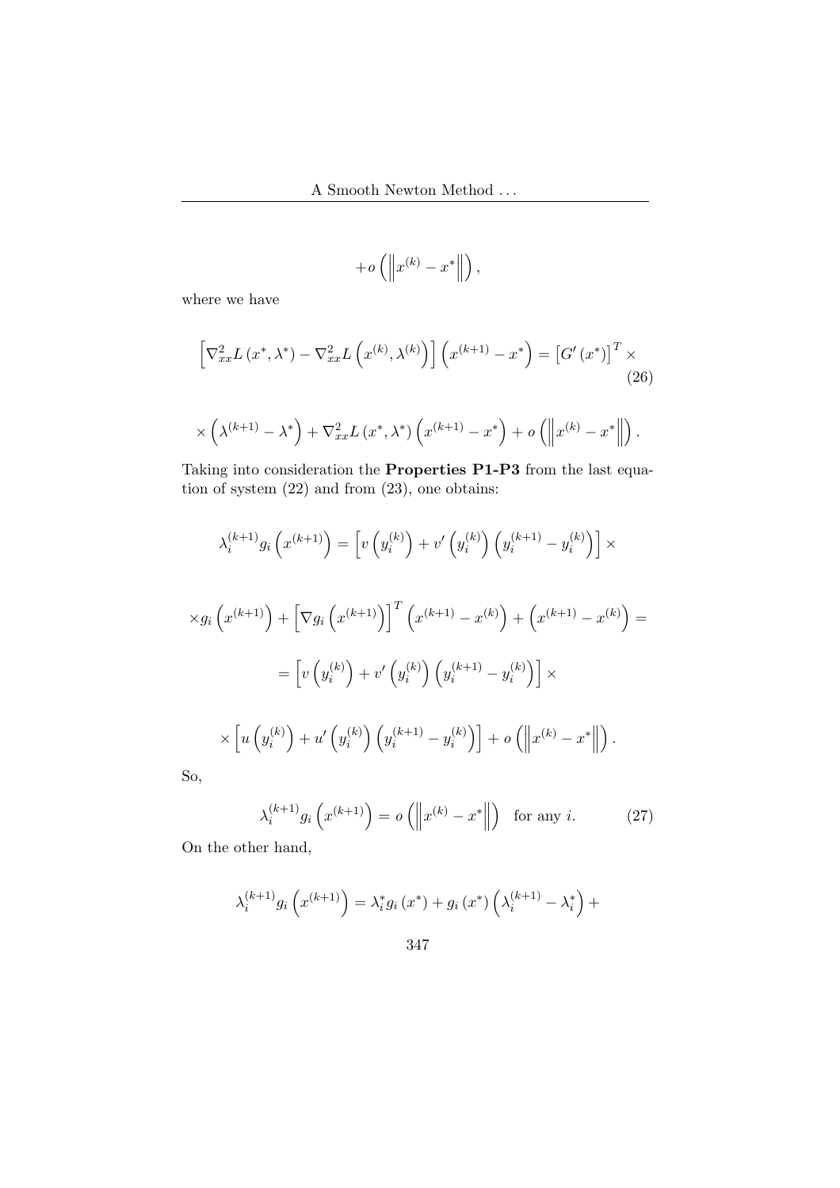$$+o\left(\left\|x^{(k)}-x^{*}\right\|\right),$$

where we have

$$\left[\nabla_{xx}^{2} L\left(x^{*}, \lambda^{*}\right)-\nabla_{xx}^{2} L\left(x^{(k)}, \lambda^{(k)}\right)\right]\left(x^{(k+1)}-x^{*}\right)=\left[G'\left(x^{*}\right)\right]^{T} \times \tag{26}$$

$$\times\left(\lambda^{(k+1)}-\lambda^{*}\right)+\nabla_{xx}^{2} L\left(x^{*}, \lambda^{*}\right)\left(x^{(k+1)}-x^{*}\right)+o\left(\left\|x^{(k)}-x^{*}\right\|\right).$$

Taking into consideration the **Properties P1-P3** from the last equation of system (22) and from (23), one obtains:

$$\lambda_{i}^{(k+1)} g_{i}\left(x^{(k+1)}\right)=\left[v\left(y_{i}^{(k)}\right)+v'\left(y_{i}^{(k)}\right)\left(y_{i}^{(k+1)}-y_{i}^{(k)}\right)\right] \times$$

$$\times g_{i}\left(x^{(k+1)}\right)+\left[\nabla g_{i}\left(x^{(k+1)}\right)\right]^{T}\left(x^{(k+1)}-x^{(k)}\right)+\left(x^{(k+1)}-x^{(k)}\right)=$$

$$=\left[v\left(y_{i}^{(k)}\right)+v'\left(y_{i}^{(k)}\right)\left(y_{i}^{(k+1)}-y_{i}^{(k)}\right)\right] \times$$

$$\times\left[u\left(y_{i}^{(k)}\right)+u'\left(y_{i}^{(k)}\right)\left(y_{i}^{(k+1)}-y_{i}^{(k)}\right)\right]+o\left(\left\|x^{(k)}-x^{*}\right\|\right).$$

So,

$$\lambda_{i}^{(k+1)} g_{i}\left(x^{(k+1)}\right)=o\left(\left\|x^{(k)}-x^{*}\right\|\right) \quad \text{for any } i. \tag{27}$$

On the other hand,

$$\lambda_{i}^{(k+1)} g_{i}\left(x^{(k+1)}\right)=\lambda_{i}^{*} g_{i}\left(x^{*}\right)+g_{i}\left(x^{*}\right)\left(\lambda_{i}^{(k+1)}-\lambda_{i}^{*}\right)+$$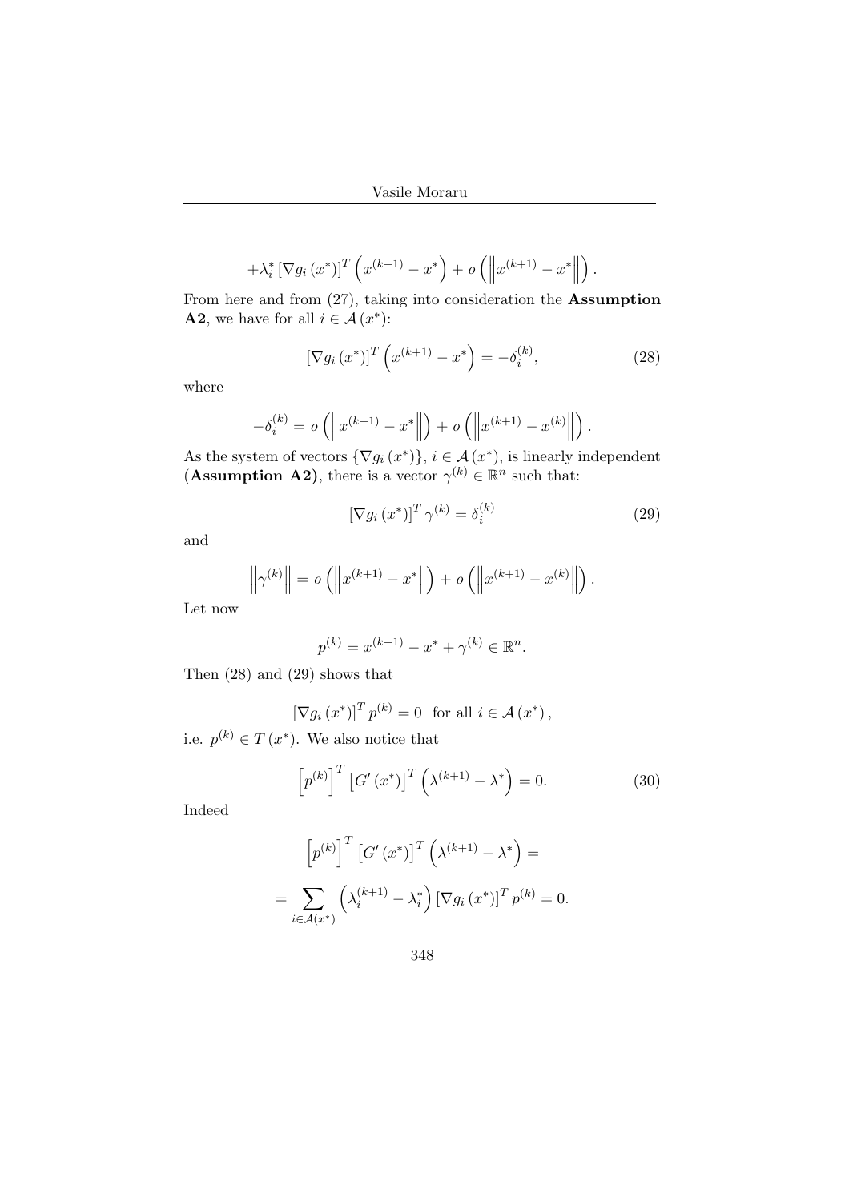$$+\lambda_i^* \left[\nabla g_i \left(x^*\right)\right]^T \left(x^{(k+1)} - x^*\right) + o\left(\left\|x^{(k+1)} - x^*\right\|\right).$$

From here and from (27), taking into consideration the **Assumption A2**, we have for all $i \in \mathcal{A}(x^*)$:

$$\left[\nabla g_i \left(x^*\right)\right]^T \left(x^{(k+1)} - x^*\right) = -\delta_i^{(k)}, \tag{28}$$

where

$$-\delta_i^{(k)} = o\left(\left\|x^{(k+1)} - x^*\right\|\right) + o\left(\left\|x^{(k+1)} - x^{(k)}\right\|\right).$$

As the system of vectors $\{\nabla g_i(x^*)\}$, $i \in \mathcal{A}(x^*)$, is linearly independent (**Assumption A2)**, there is a vector $\gamma^{(k)} \in \mathbb{R}^n$ such that:

$$\left[\nabla g_i \left(x^*\right)\right]^T \gamma^{(k)} = \delta_i^{(k)} \tag{29}$$

and

$$\left\|\gamma^{(k)}\right\| = o\left(\left\|x^{(k+1)} - x^*\right\|\right) + o\left(\left\|x^{(k+1)} - x^{(k)}\right\|\right).$$

Let now

$$p^{(k)} = x^{(k+1)} - x^* + \gamma^{(k)} \in \mathbb{R}^n.$$

Then (28) and (29) shows that

$$\left[\nabla g_i \left(x^*\right)\right]^T p^{(k)} = 0 \;\; \text{for all } i \in \mathcal{A}\left(x^*\right),$$

i.e. $p^{(k)} \in T(x^*)$. We also notice that

$$\left[p^{(k)}\right]^T \left[G'\left(x^*\right)\right]^T \left(\lambda^{(k+1)} - \lambda^*\right) = 0. \tag{30}$$

Indeed

$$\left[p^{(k)}\right]^T \left[G'\left(x^*\right)\right]^T \left(\lambda^{(k+1)} - \lambda^*\right) =$$

$$= \sum_{i \in \mathcal{A}(x^*)} \left(\lambda_i^{(k+1)} - \lambda_i^*\right) \left[\nabla g_i \left(x^*\right)\right]^T p^{(k)} = 0.$$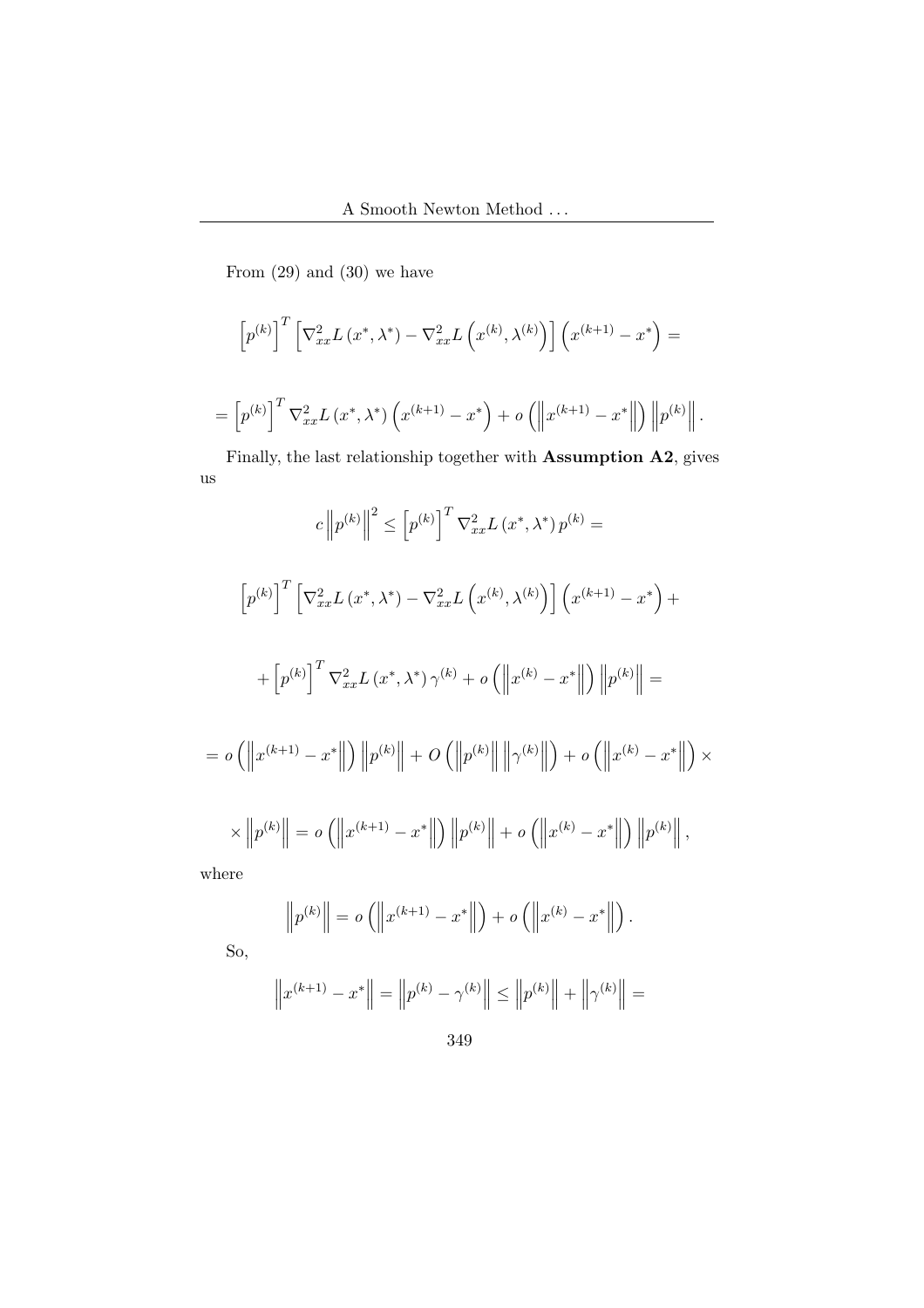From (29) and (30) we have

$$\left[p^{(k)}\right]^T \left[\nabla^2_{xx} L\left(x^*, \lambda^*\right) - \nabla^2_{xx} L\left(x^{(k)}, \lambda^{(k)}\right)\right]\left(x^{(k+1)} - x^*\right) =$$

$$= \left[p^{(k)}\right]^T \nabla^2_{xx} L\left(x^*, \lambda^*\right)\left(x^{(k+1)} - x^*\right) + o\left(\left\|x^{(k+1)} - x^*\right\|\right)\left\|p^{(k)}\right\|.$$

Finally, the last relationship together with **Assumption A2**, gives us

$$c\left\|p^{(k)}\right\|^2 \leq \left[p^{(k)}\right]^T \nabla^2_{xx} L\left(x^*, \lambda^*\right) p^{(k)} =$$

$$\left[p^{(k)}\right]^T \left[\nabla^2_{xx} L\left(x^*, \lambda^*\right) - \nabla^2_{xx} L\left(x^{(k)}, \lambda^{(k)}\right)\right]\left(x^{(k+1)} - x^*\right) +$$

$$+ \left[p^{(k)}\right]^T \nabla^2_{xx} L\left(x^*, \lambda^*\right) \gamma^{(k)} + o\left(\left\|x^{(k)} - x^*\right\|\right)\left\|p^{(k)}\right\| =$$

$$= o\left(\left\|x^{(k+1)} - x^*\right\|\right)\left\|p^{(k)}\right\| + O\left(\left\|p^{(k)}\right\|\left\|\gamma^{(k)}\right\|\right) + o\left(\left\|x^{(k)} - x^*\right\|\right) \times$$

$$\times \left\|p^{(k)}\right\| = o\left(\left\|x^{(k+1)} - x^*\right\|\right)\left\|p^{(k)}\right\| + o\left(\left\|x^{(k)} - x^*\right\|\right)\left\|p^{(k)}\right\|,$$

where

$$\left\|p^{(k)}\right\| = o\left(\left\|x^{(k+1)} - x^*\right\|\right) + o\left(\left\|x^{(k)} - x^*\right\|\right).$$

So,

$$\left\|x^{(k+1)} - x^*\right\| = \left\|p^{(k)} - \gamma^{(k)}\right\| \leq \left\|p^{(k)}\right\| + \left\|\gamma^{(k)}\right\| =$$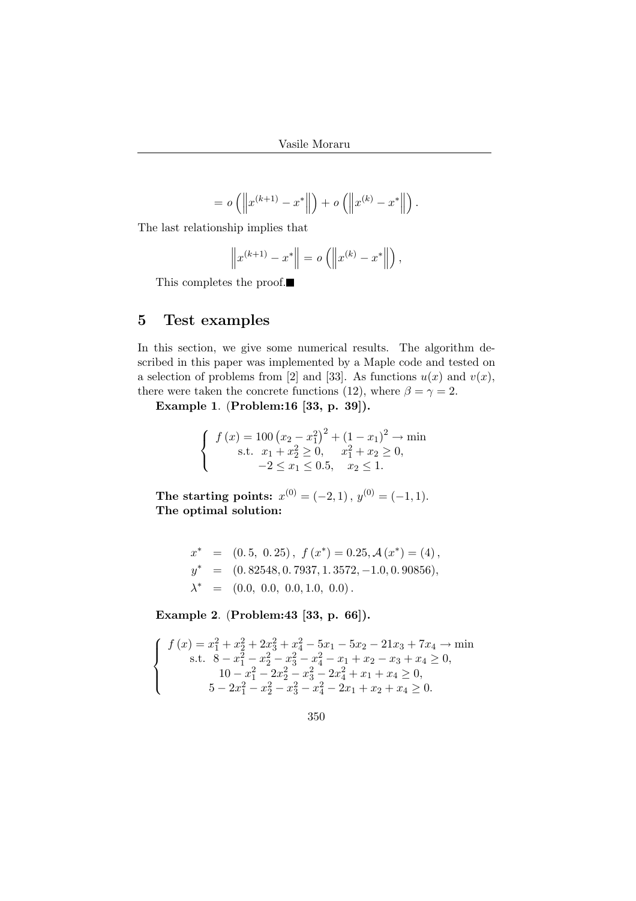$$= o\left(\left\|x^{(k+1)} - x^*\right\|\right) + o\left(\left\|x^{(k)} - x^*\right\|\right).$$

The last relationship implies that

$$\left\|x^{(k+1)} - x^*\right\| = o\left(\left\|x^{(k)} - x^*\right\|\right),$$

This completes the proof.■

## 5 Test examples

In this section, we give some numerical results. The algorithm described in this paper was implemented by a Maple code and tested on a selection of problems from [2] and [33]. As functions $u(x)$ and $v(x)$, there were taken the concrete functions (12), where $\beta = \gamma = 2$.

**Example 1**. **(Problem:16 [33, p. 39]).**

$$\begin{cases} f(x) = 100\left(x_2 - x_1^2\right)^2 + (1 - x_1)^2 \to \min \\ \text{s.t. } \; x_1 + x_2^2 \geq 0, \quad x_1^2 + x_2 \geq 0, \\ -2 \leq x_1 \leq 0.5, \quad x_2 \leq 1. \end{cases}$$

**The starting points:** $x^{(0)} = (-2, 1)$, $y^{(0)} = (-1, 1)$.
**The optimal solution:**

$$\begin{aligned} x^* &= (0.5,\ 0.25),\ f(x^*) = 0.25, \mathcal{A}(x^*) = (4), \\ y^* &= (0.82548, 0.7937, 1.3572, -1.0, 0.90856), \\ \lambda^* &= (0.0,\ 0.0,\ 0.0, 1.0,\ 0.0). \end{aligned}$$

**Example 2**. **(Problem:43 [33, p. 66]).**

$$\begin{cases} f(x) = x_1^2 + x_2^2 + 2x_3^2 + x_4^2 - 5x_1 - 5x_2 - 21x_3 + 7x_4 \to \min \\ \text{s.t. } \; 8 - x_1^2 - x_2^2 - x_3^2 - x_4^2 - x_1 + x_2 - x_3 + x_4 \geq 0, \\ 10 - x_1^2 - 2x_2^2 - x_3^2 - 2x_4^2 + x_1 + x_4 \geq 0, \\ 5 - 2x_1^2 - x_2^2 - x_3^2 - x_4^2 - 2x_1 + x_2 + x_4 \geq 0. \end{cases}$$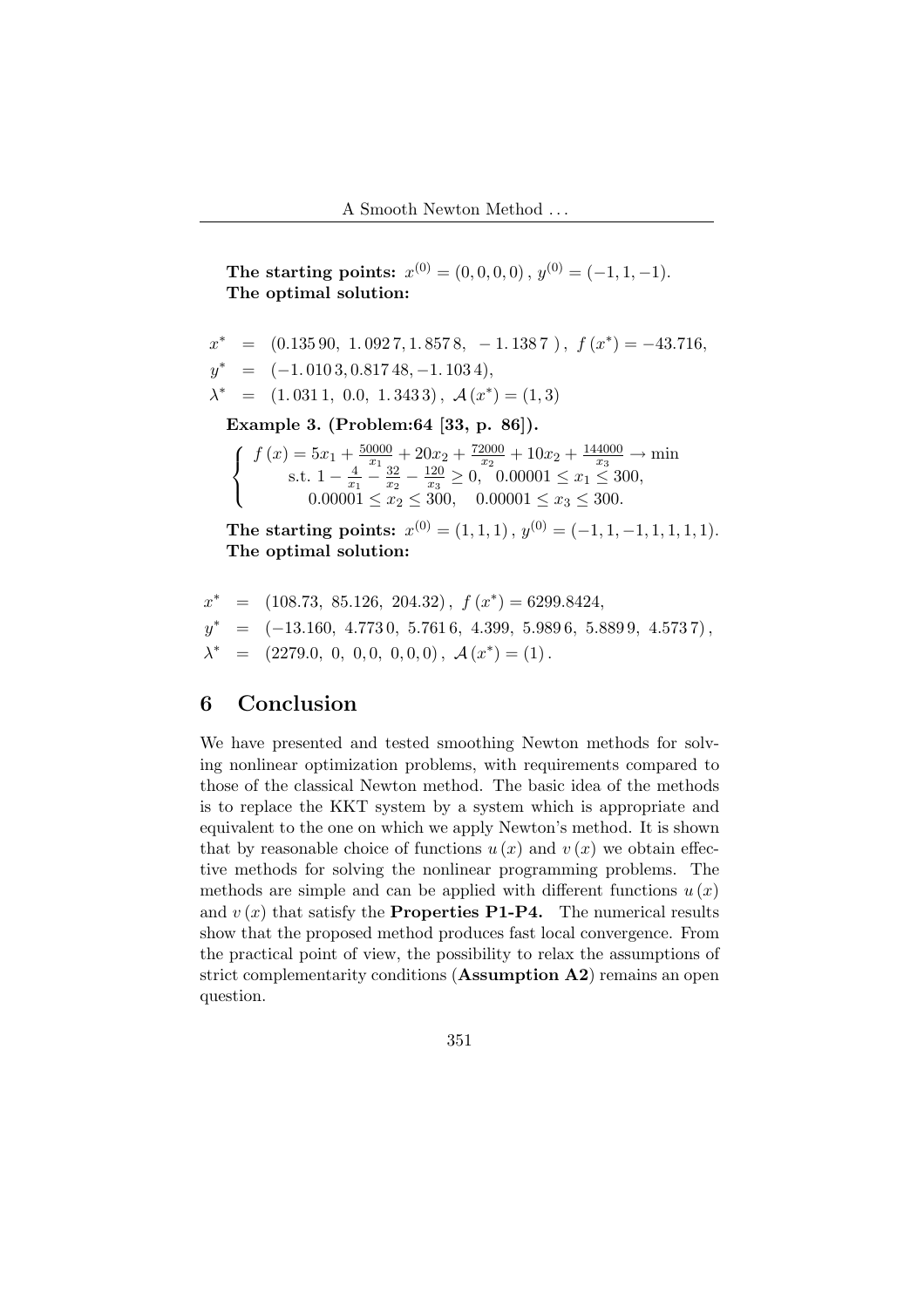**The starting points:** $x^{(0)} = (0, 0, 0, 0)$, $y^{(0)} = (-1, 1, -1)$.
**The optimal solution:**

$$
\begin{aligned}
x^* &= (0.135\,90,\ 1.092\,7, 1.857\,8,\ -1.138\,7\ ),\ f(x^*) = -43.716, \\
y^* &= (-1.010\,3, 0.817\,48, -1.103\,4), \\
\lambda^* &= (1.031\,1,\ 0.0,\ 1.343\,3),\ \mathcal{A}(x^*) = (1, 3)
\end{aligned}
$$

**Example 3. (Problem:64 [33, p. 86]).**

$$
\begin{cases}
f(x) = 5x_1 + \frac{50000}{x_1} + 20x_2 + \frac{72000}{x_2} + 10x_2 + \frac{144000}{x_3} \to \min \\
\quad \text{s.t. } 1 - \frac{4}{x_1} - \frac{32}{x_2} - \frac{120}{x_3} \geq 0, \quad 0.00001 \leq x_1 \leq 300, \\
\quad\quad 0.00001 \leq x_2 \leq 300, \quad 0.00001 \leq x_3 \leq 300.
\end{cases}
$$

**The starting points:** $x^{(0)} = (1, 1, 1)$, $y^{(0)} = (-1, 1, -1, 1, 1, 1, 1)$.
**The optimal solution:**

$$
\begin{aligned}
x^* &= (108.73,\ 85.126,\ 204.32),\ f(x^*) = 6299.8424, \\
y^* &= (-13.160,\ 4.773\,0,\ 5.761\,6,\ 4.399,\ 5.989\,6,\ 5.889\,9,\ 4.573\,7), \\
\lambda^* &= (2279.0,\ 0,\ 0, 0,\ 0, 0, 0),\ \mathcal{A}(x^*) = (1).
\end{aligned}
$$

## 6 Conclusion

We have presented and tested smoothing Newton methods for solving nonlinear optimization problems, with requirements compared to those of the classical Newton method. The basic idea of the methods is to replace the KKT system by a system which is appropriate and equivalent to the one on which we apply Newton's method. It is shown that by reasonable choice of functions $u(x)$ and $v(x)$ we obtain effective methods for solving the nonlinear programming problems. The methods are simple and can be applied with different functions $u(x)$ and $v(x)$ that satisfy the **Properties P1-P4.** The numerical results show that the proposed method produces fast local convergence. From the practical point of view, the possibility to relax the assumptions of strict complementarity conditions (**Assumption A2**) remains an open question.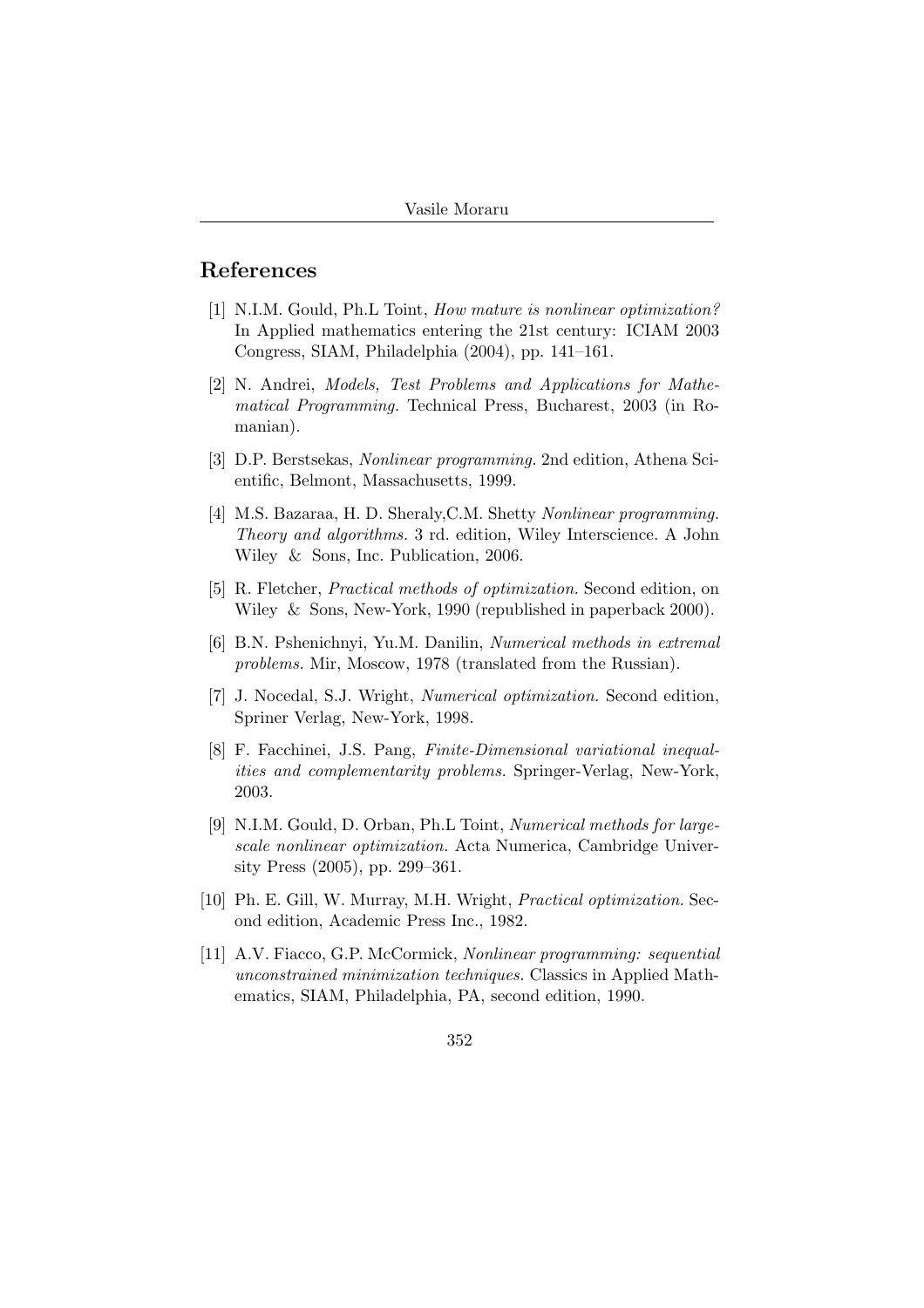## References

[1] N.I.M. Gould, Ph.L Toint, *How mature is nonlinear optimization?* In Applied mathematics entering the 21st century: ICIAM 2003 Congress, SIAM, Philadelphia (2004), pp. 141–161.

[2] N. Andrei, *Models, Test Problems and Applications for Mathematical Programming.* Technical Press, Bucharest, 2003 (in Romanian).

[3] D.P. Berstsekas, *Nonlinear programming.* 2nd edition, Athena Scientific, Belmont, Massachusetts, 1999.

[4] M.S. Bazaraa, H. D. Sheraly,C.M. Shetty *Nonlinear programming. Theory and algorithms.* 3 rd. edition, Wiley Interscience. A John Wiley & Sons, Inc. Publication, 2006.

[5] R. Fletcher, *Practical methods of optimization.* Second edition, on Wiley & Sons, New-York, 1990 (republished in paperback 2000).

[6] B.N. Pshenichnyi, Yu.M. Danilin, *Numerical methods in extremal problems.* Mir, Moscow, 1978 (translated from the Russian).

[7] J. Nocedal, S.J. Wright, *Numerical optimization.* Second edition, Spriner Verlag, New-York, 1998.

[8] F. Facchinei, J.S. Pang, *Finite-Dimensional variational inequalities and complementarity problems.* Springer-Verlag, New-York, 2003.

[9] N.I.M. Gould, D. Orban, Ph.L Toint, *Numerical methods for large-scale nonlinear optimization.* Acta Numerica, Cambridge University Press (2005), pp. 299–361.

[10] Ph. E. Gill, W. Murray, M.H. Wright, *Practical optimization.* Second edition, Academic Press Inc., 1982.

[11] A.V. Fiacco, G.P. McCormick, *Nonlinear programming: sequential unconstrained minimization techniques.* Classics in Applied Mathematics, SIAM, Philadelphia, PA, second edition, 1990.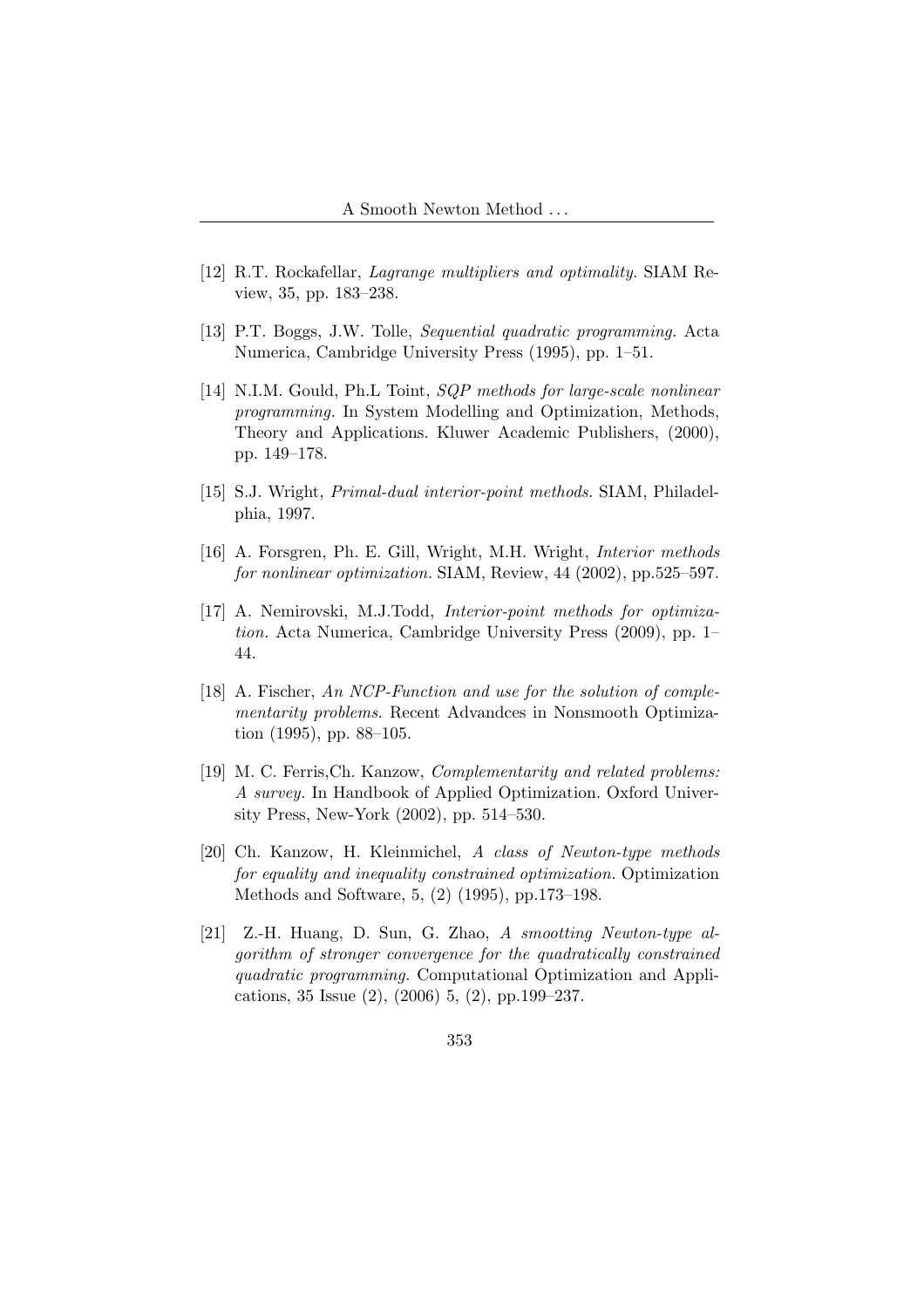[12] R.T. Rockafellar, *Lagrange multipliers and optimality.* SIAM Review, 35, pp. 183–238.

[13] P.T. Boggs, J.W. Tolle, *Sequential quadratic programming.* Acta Numerica, Cambridge University Press (1995), pp. 1–51.

[14] N.I.M. Gould, Ph.L Toint, *SQP methods for large-scale nonlinear programming.* In System Modelling and Optimization, Methods, Theory and Applications. Kluwer Academic Publishers, (2000), pp. 149–178.

[15] S.J. Wright, *Primal-dual interior-point methods.* SIAM, Philadelphia, 1997.

[16] A. Forsgren, Ph. E. Gill, Wright, M.H. Wright, *Interior methods for nonlinear optimization.* SIAM, Review, 44 (2002), pp.525–597.

[17] A. Nemirovski, M.J.Todd, *Interior-point methods for optimization.* Acta Numerica, Cambridge University Press (2009), pp. 1–44.

[18] A. Fischer, *An NCP-Function and use for the solution of complementarity problems.* Recent Advandces in Nonsmooth Optimization (1995), pp. 88–105.

[19] M. C. Ferris,Ch. Kanzow, *Complementarity and related problems: A survey.* In Handbook of Applied Optimization. Oxford University Press, New-York (2002), pp. 514–530.

[20] Ch. Kanzow, H. Kleinmichel, *A class of Newton-type methods for equality and inequality constrained optimization.* Optimization Methods and Software, 5, (2) (1995), pp.173–198.

[21] Z.-H. Huang, D. Sun, G. Zhao, *A smootting Newton-type algorithm of stronger convergence for the quadratically constrained quadratic programming.* Computational Optimization and Applications, 35 Issue (2), (2006) 5, (2), pp.199–237.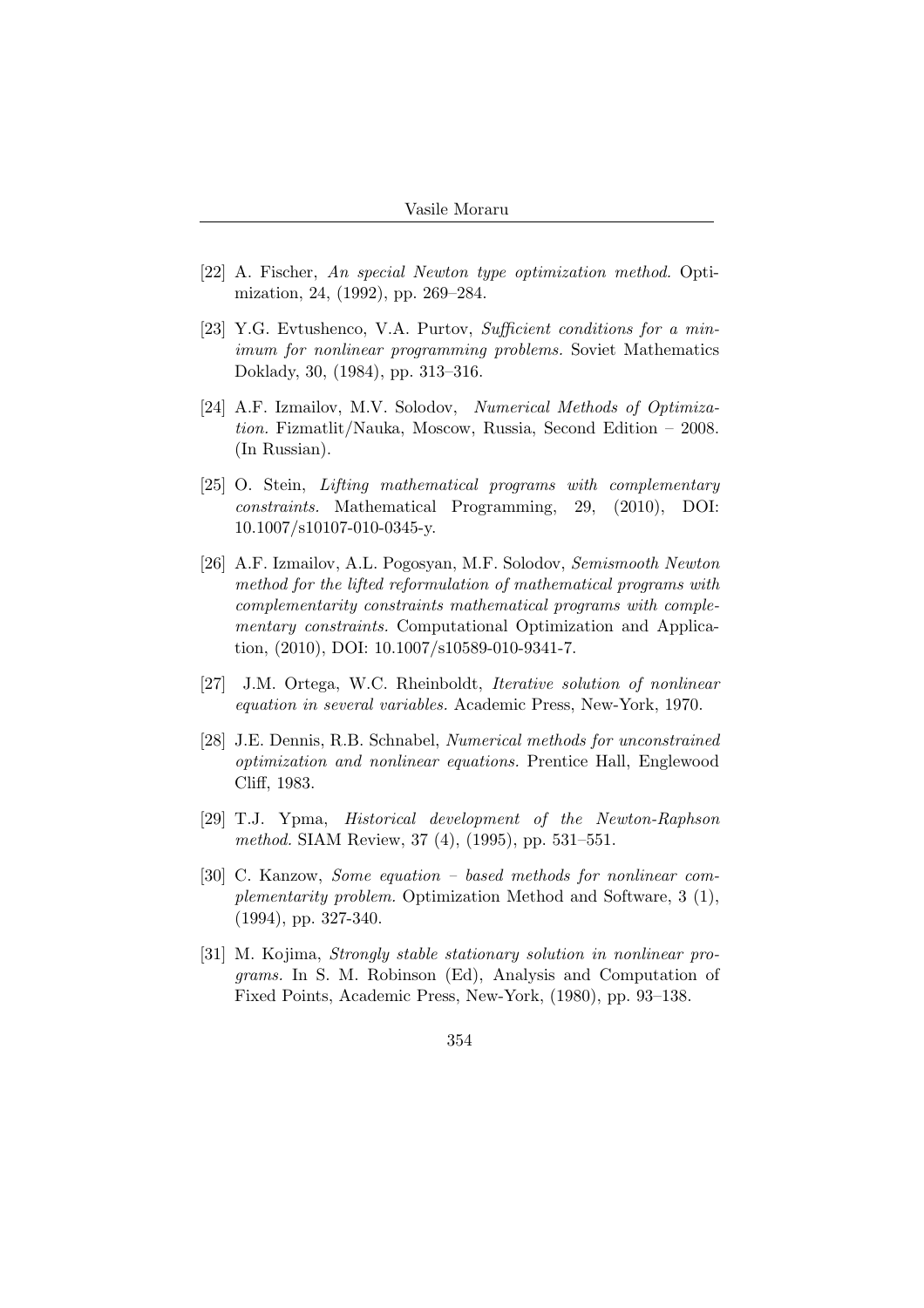[22] A. Fischer, *An special Newton type optimization method.* Optimization, 24, (1992), pp. 269–284.

[23] Y.G. Evtushenco, V.A. Purtov, *Sufficient conditions for a minimum for nonlinear programming problems.* Soviet Mathematics Doklady, 30, (1984), pp. 313–316.

[24] A.F. Izmailov, M.V. Solodov, *Numerical Methods of Optimization.* Fizmatlit/Nauka, Moscow, Russia, Second Edition – 2008. (In Russian).

[25] O. Stein, *Lifting mathematical programs with complementary constraints.* Mathematical Programming, 29, (2010), DOI: 10.1007/s10107-010-0345-y.

[26] A.F. Izmailov, A.L. Pogosyan, M.F. Solodov, *Semismooth Newton method for the lifted reformulation of mathematical programs with complementarity constraints mathematical programs with complementary constraints.* Computational Optimization and Application, (2010), DOI: 10.1007/s10589-010-9341-7.

[27] J.M. Ortega, W.C. Rheinboldt, *Iterative solution of nonlinear equation in several variables.* Academic Press, New-York, 1970.

[28] J.E. Dennis, R.B. Schnabel, *Numerical methods for unconstrained optimization and nonlinear equations.* Prentice Hall, Englewood Cliff, 1983.

[29] T.J. Ypma, *Historical development of the Newton-Raphson method.* SIAM Review, 37 (4), (1995), pp. 531–551.

[30] C. Kanzow, *Some equation – based methods for nonlinear complementarity problem.* Optimization Method and Software, 3 (1), (1994), pp. 327-340.

[31] M. Kojima, *Strongly stable stationary solution in nonlinear programs.* In S. M. Robinson (Ed), Analysis and Computation of Fixed Points, Academic Press, New-York, (1980), pp. 93–138.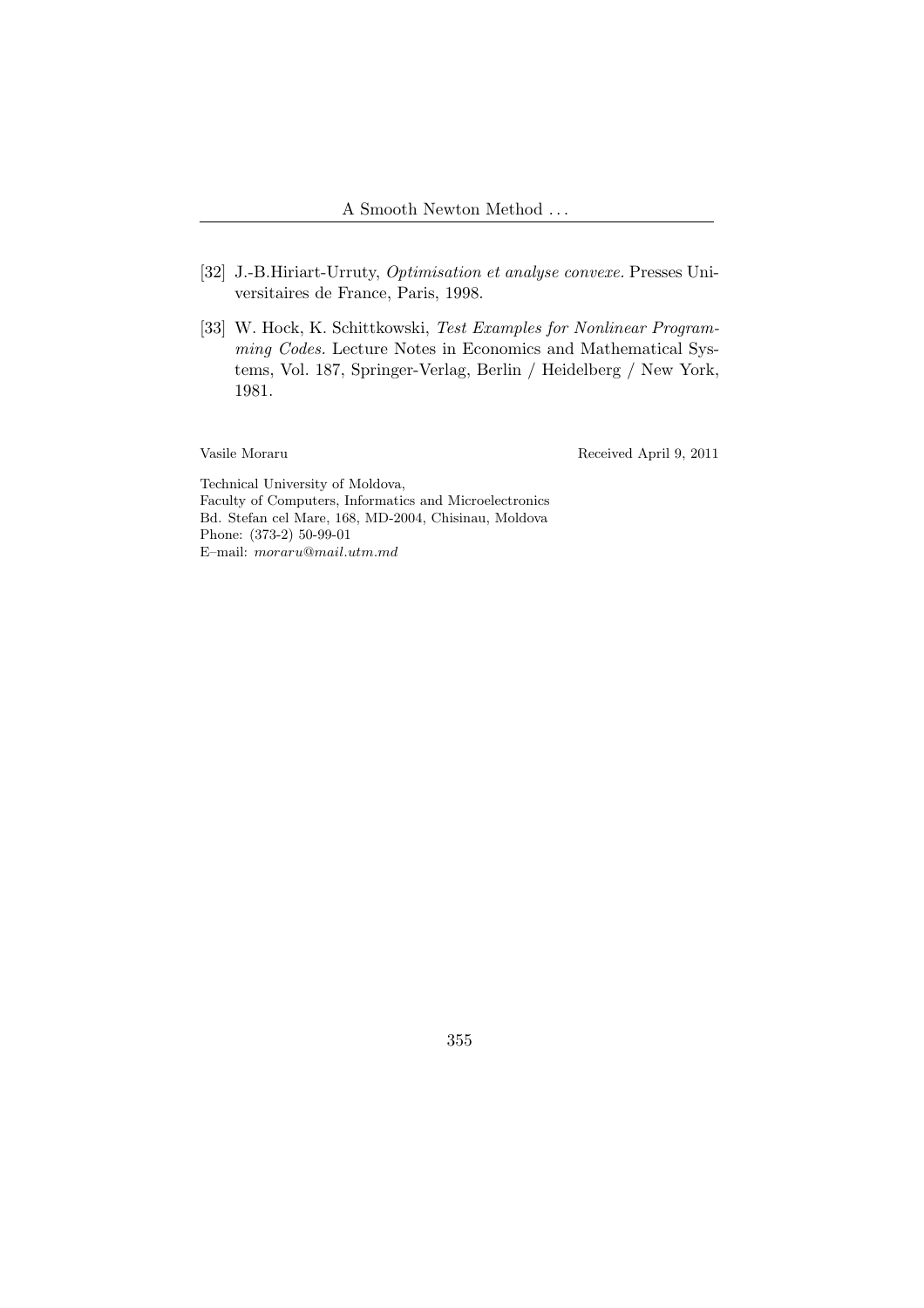[32] J.-B.Hiriart-Urruty, *Optimisation et analyse convexe*. Presses Universitaires de France, Paris, 1998.

[33] W. Hock, K. Schittkowski, *Test Examples for Nonlinear Programming Codes.* Lecture Notes in Economics and Mathematical Systems, Vol. 187, Springer-Verlag, Berlin / Heidelberg / New York, 1981.

Vasile Moraru Received April 9, 2011

Technical University of Moldova,
Faculty of Computers, Informatics and Microelectronics
Bd. Stefan cel Mare, 168, MD-2004, Chisinau, Moldova
Phone: (373-2) 50-99-01
E–mail: *moraru@mail.utm.md*